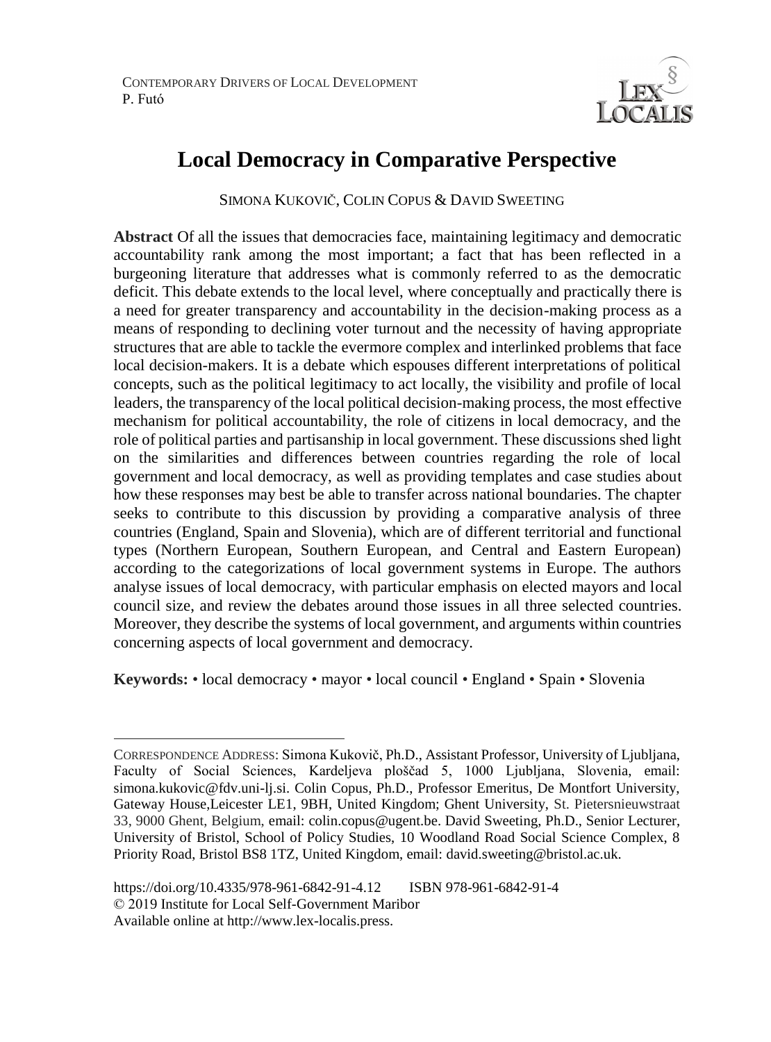CONTEMPORARY DRIVERS OF LOCAL DEVELOPMENT
P. Futó

# Local Democracy in Comparative Perspective

SIMONA KUKOVIČ, COLIN COPUS & DAVID SWEETING

**Abstract** Of all the issues that democracies face, maintaining legitimacy and democratic accountability rank among the most important; a fact that has been reflected in a burgeoning literature that addresses what is commonly referred to as the democratic deficit. This debate extends to the local level, where conceptually and practically there is a need for greater transparency and accountability in the decision-making process as a means of responding to declining voter turnout and the necessity of having appropriate structures that are able to tackle the evermore complex and interlinked problems that face local decision-makers. It is a debate which espouses different interpretations of political concepts, such as the political legitimacy to act locally, the visibility and profile of local leaders, the transparency of the local political decision-making process, the most effective mechanism for political accountability, the role of citizens in local democracy, and the role of political parties and partisanship in local government. These discussions shed light on the similarities and differences between countries regarding the role of local government and local democracy, as well as providing templates and case studies about how these responses may best be able to transfer across national boundaries. The chapter seeks to contribute to this discussion by providing a comparative analysis of three countries (England, Spain and Slovenia), which are of different territorial and functional types (Northern European, Southern European, and Central and Eastern European) according to the categorizations of local government systems in Europe. The authors analyse issues of local democracy, with particular emphasis on elected mayors and local council size, and review the debates around those issues in all three selected countries. Moreover, they describe the systems of local government, and arguments within countries concerning aspects of local government and democracy.

**Keywords:** • local democracy • mayor • local council • England • Spain • Slovenia

---

CORRESPONDENCE ADDRESS: Simona Kukovič, Ph.D., Assistant Professor, University of Ljubljana, Faculty of Social Sciences, Kardeljeva ploščad 5, 1000 Ljubljana, Slovenia, email: simona.kukovic@fdv.uni-lj.si. Colin Copus, Ph.D., Professor Emeritus, De Montfort University, Gateway House,Leicester LE1, 9BH, United Kingdom; Ghent University, St. Pietersnieuwstraat 33, 9000 Ghent, Belgium, email: colin.copus@ugent.be. David Sweeting, Ph.D., Senior Lecturer, University of Bristol, School of Policy Studies, 10 Woodland Road Social Science Complex, 8 Priority Road, Bristol BS8 1TZ, United Kingdom, email: david.sweeting@bristol.ac.uk.

https://doi.org/10.4335/978-961-6842-91-4.12 ISBN 978-961-6842-91-4
© 2019 Institute for Local Self-Government Maribor
Available online at http://www.lex-localis.press.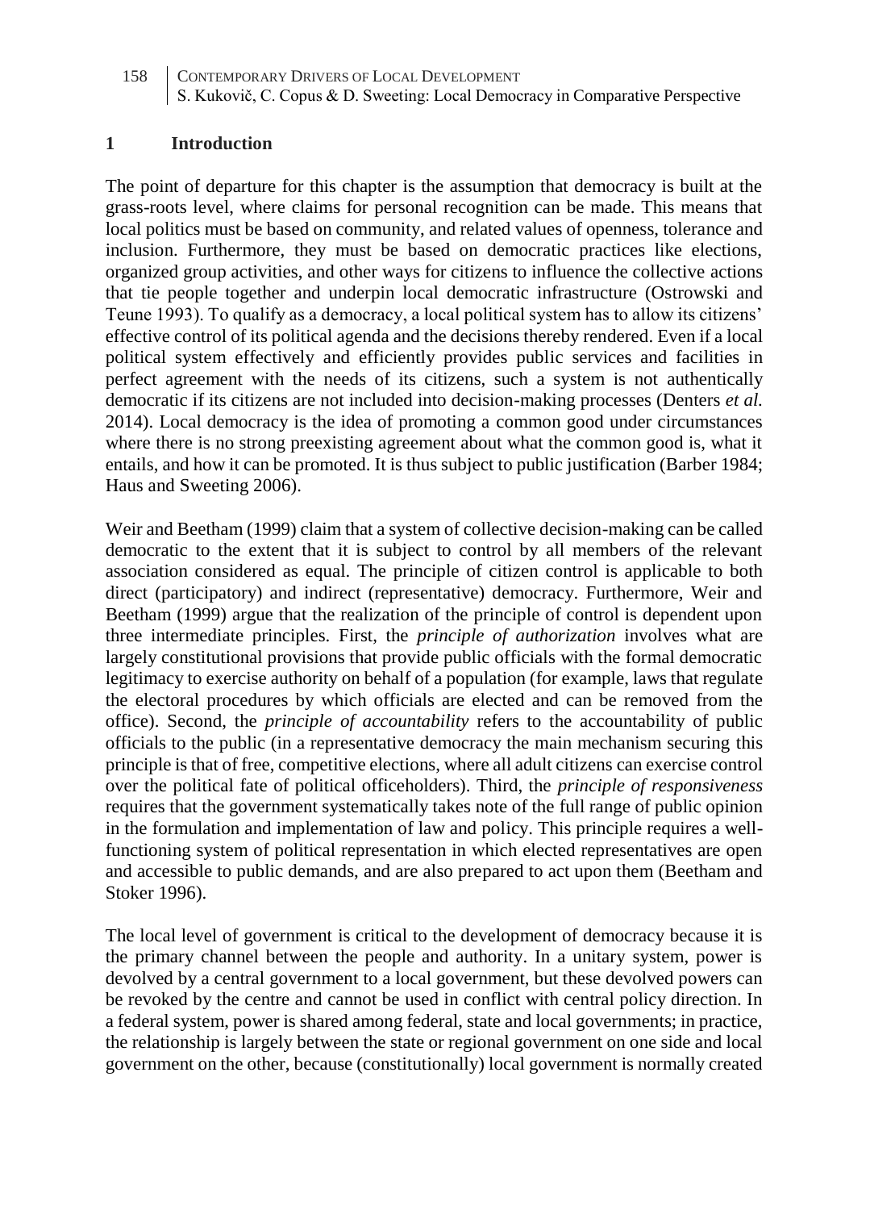## 1 Introduction

The point of departure for this chapter is the assumption that democracy is built at the grass-roots level, where claims for personal recognition can be made. This means that local politics must be based on community, and related values of openness, tolerance and inclusion. Furthermore, they must be based on democratic practices like elections, organized group activities, and other ways for citizens to influence the collective actions that tie people together and underpin local democratic infrastructure (Ostrowski and Teune 1993). To qualify as a democracy, a local political system has to allow its citizens' effective control of its political agenda and the decisions thereby rendered. Even if a local political system effectively and efficiently provides public services and facilities in perfect agreement with the needs of its citizens, such a system is not authentically democratic if its citizens are not included into decision-making processes (Denters *et al.* 2014). Local democracy is the idea of promoting a common good under circumstances where there is no strong preexisting agreement about what the common good is, what it entails, and how it can be promoted. It is thus subject to public justification (Barber 1984; Haus and Sweeting 2006).

Weir and Beetham (1999) claim that a system of collective decision-making can be called democratic to the extent that it is subject to control by all members of the relevant association considered as equal. The principle of citizen control is applicable to both direct (participatory) and indirect (representative) democracy. Furthermore, Weir and Beetham (1999) argue that the realization of the principle of control is dependent upon three intermediate principles. First, the *principle of authorization* involves what are largely constitutional provisions that provide public officials with the formal democratic legitimacy to exercise authority on behalf of a population (for example, laws that regulate the electoral procedures by which officials are elected and can be removed from the office). Second, the *principle of accountability* refers to the accountability of public officials to the public (in a representative democracy the main mechanism securing this principle is that of free, competitive elections, where all adult citizens can exercise control over the political fate of political officeholders). Third, the *principle of responsiveness* requires that the government systematically takes note of the full range of public opinion in the formulation and implementation of law and policy. This principle requires a well-functioning system of political representation in which elected representatives are open and accessible to public demands, and are also prepared to act upon them (Beetham and Stoker 1996).

The local level of government is critical to the development of democracy because it is the primary channel between the people and authority. In a unitary system, power is devolved by a central government to a local government, but these devolved powers can be revoked by the centre and cannot be used in conflict with central policy direction. In a federal system, power is shared among federal, state and local governments; in practice, the relationship is largely between the state or regional government on one side and local government on the other, because (constitutionally) local government is normally created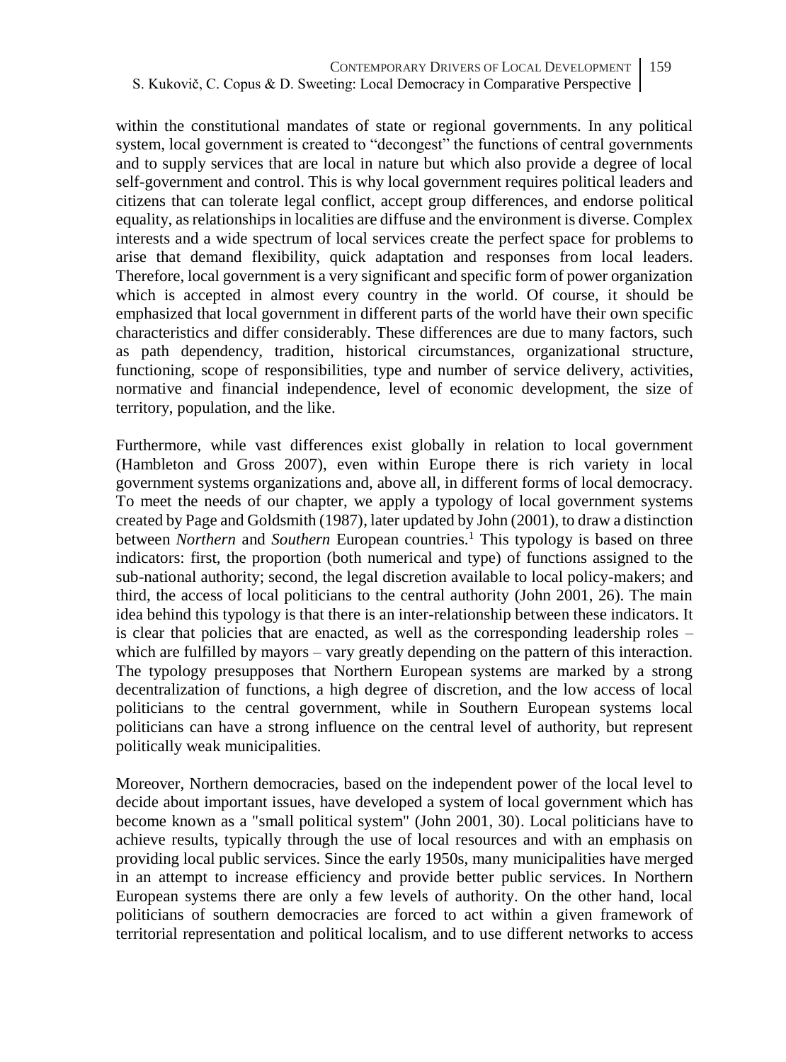within the constitutional mandates of state or regional governments. In any political system, local government is created to "decongest" the functions of central governments and to supply services that are local in nature but which also provide a degree of local self-government and control. This is why local government requires political leaders and citizens that can tolerate legal conflict, accept group differences, and endorse political equality, as relationships in localities are diffuse and the environment is diverse. Complex interests and a wide spectrum of local services create the perfect space for problems to arise that demand flexibility, quick adaptation and responses from local leaders. Therefore, local government is a very significant and specific form of power organization which is accepted in almost every country in the world. Of course, it should be emphasized that local government in different parts of the world have their own specific characteristics and differ considerably. These differences are due to many factors, such as path dependency, tradition, historical circumstances, organizational structure, functioning, scope of responsibilities, type and number of service delivery, activities, normative and financial independence, level of economic development, the size of territory, population, and the like.

Furthermore, while vast differences exist globally in relation to local government (Hambleton and Gross 2007), even within Europe there is rich variety in local government systems organizations and, above all, in different forms of local democracy. To meet the needs of our chapter, we apply a typology of local government systems created by Page and Goldsmith (1987), later updated by John (2001), to draw a distinction between *Northern* and *Southern* European countries.[1] This typology is based on three indicators: first, the proportion (both numerical and type) of functions assigned to the sub-national authority; second, the legal discretion available to local policy-makers; and third, the access of local politicians to the central authority (John 2001, 26). The main idea behind this typology is that there is an inter-relationship between these indicators. It is clear that policies that are enacted, as well as the corresponding leadership roles – which are fulfilled by mayors – vary greatly depending on the pattern of this interaction. The typology presupposes that Northern European systems are marked by a strong decentralization of functions, a high degree of discretion, and the low access of local politicians to the central government, while in Southern European systems local politicians can have a strong influence on the central level of authority, but represent politically weak municipalities.

Moreover, Northern democracies, based on the independent power of the local level to decide about important issues, have developed a system of local government which has become known as a "small political system" (John 2001, 30). Local politicians have to achieve results, typically through the use of local resources and with an emphasis on providing local public services. Since the early 1950s, many municipalities have merged in an attempt to increase efficiency and provide better public services. In Northern European systems there are only a few levels of authority. On the other hand, local politicians of southern democracies are forced to act within a given framework of territorial representation and political localism, and to use different networks to access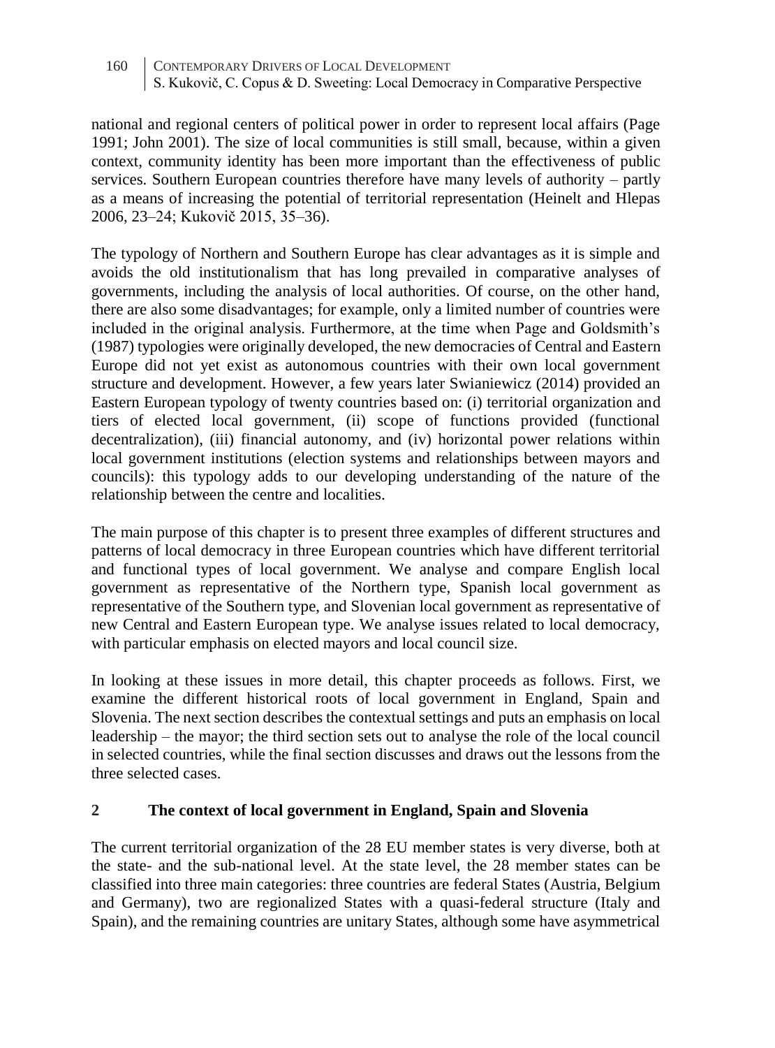national and regional centers of political power in order to represent local affairs (Page 1991; John 2001). The size of local communities is still small, because, within a given context, community identity has been more important than the effectiveness of public services. Southern European countries therefore have many levels of authority – partly as a means of increasing the potential of territorial representation (Heinelt and Hlepas 2006, 23–24; Kukovič 2015, 35–36).

The typology of Northern and Southern Europe has clear advantages as it is simple and avoids the old institutionalism that has long prevailed in comparative analyses of governments, including the analysis of local authorities. Of course, on the other hand, there are also some disadvantages; for example, only a limited number of countries were included in the original analysis. Furthermore, at the time when Page and Goldsmith's (1987) typologies were originally developed, the new democracies of Central and Eastern Europe did not yet exist as autonomous countries with their own local government structure and development. However, a few years later Swianiewicz (2014) provided an Eastern European typology of twenty countries based on: (i) territorial organization and tiers of elected local government, (ii) scope of functions provided (functional decentralization), (iii) financial autonomy, and (iv) horizontal power relations within local government institutions (election systems and relationships between mayors and councils): this typology adds to our developing understanding of the nature of the relationship between the centre and localities.

The main purpose of this chapter is to present three examples of different structures and patterns of local democracy in three European countries which have different territorial and functional types of local government. We analyse and compare English local government as representative of the Northern type, Spanish local government as representative of the Southern type, and Slovenian local government as representative of new Central and Eastern European type. We analyse issues related to local democracy, with particular emphasis on elected mayors and local council size.

In looking at these issues in more detail, this chapter proceeds as follows. First, we examine the different historical roots of local government in England, Spain and Slovenia. The next section describes the contextual settings and puts an emphasis on local leadership – the mayor; the third section sets out to analyse the role of the local council in selected countries, while the final section discusses and draws out the lessons from the three selected cases.

## 2 The context of local government in England, Spain and Slovenia

The current territorial organization of the 28 EU member states is very diverse, both at the state- and the sub-national level. At the state level, the 28 member states can be classified into three main categories: three countries are federal States (Austria, Belgium and Germany), two are regionalized States with a quasi-federal structure (Italy and Spain), and the remaining countries are unitary States, although some have asymmetrical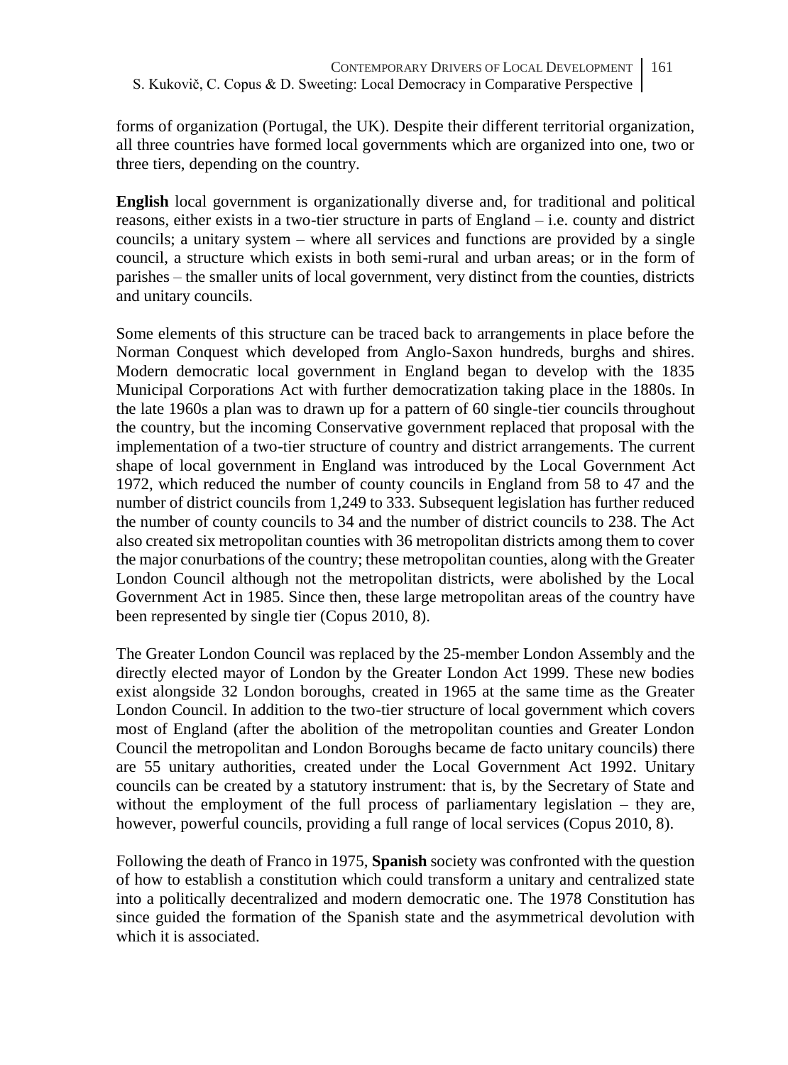forms of organization (Portugal, the UK). Despite their different territorial organization, all three countries have formed local governments which are organized into one, two or three tiers, depending on the country.

**English** local government is organizationally diverse and, for traditional and political reasons, either exists in a two-tier structure in parts of England – i.e. county and district councils; a unitary system – where all services and functions are provided by a single council, a structure which exists in both semi-rural and urban areas; or in the form of parishes – the smaller units of local government, very distinct from the counties, districts and unitary councils.

Some elements of this structure can be traced back to arrangements in place before the Norman Conquest which developed from Anglo-Saxon hundreds, burghs and shires. Modern democratic local government in England began to develop with the 1835 Municipal Corporations Act with further democratization taking place in the 1880s. In the late 1960s a plan was to drawn up for a pattern of 60 single-tier councils throughout the country, but the incoming Conservative government replaced that proposal with the implementation of a two-tier structure of country and district arrangements. The current shape of local government in England was introduced by the Local Government Act 1972, which reduced the number of county councils in England from 58 to 47 and the number of district councils from 1,249 to 333. Subsequent legislation has further reduced the number of county councils to 34 and the number of district councils to 238. The Act also created six metropolitan counties with 36 metropolitan districts among them to cover the major conurbations of the country; these metropolitan counties, along with the Greater London Council although not the metropolitan districts, were abolished by the Local Government Act in 1985. Since then, these large metropolitan areas of the country have been represented by single tier (Copus 2010, 8).

The Greater London Council was replaced by the 25-member London Assembly and the directly elected mayor of London by the Greater London Act 1999. These new bodies exist alongside 32 London boroughs, created in 1965 at the same time as the Greater London Council. In addition to the two-tier structure of local government which covers most of England (after the abolition of the metropolitan counties and Greater London Council the metropolitan and London Boroughs became de facto unitary councils) there are 55 unitary authorities, created under the Local Government Act 1992. Unitary councils can be created by a statutory instrument: that is, by the Secretary of State and without the employment of the full process of parliamentary legislation – they are, however, powerful councils, providing a full range of local services (Copus 2010, 8).

Following the death of Franco in 1975, **Spanish** society was confronted with the question of how to establish a constitution which could transform a unitary and centralized state into a politically decentralized and modern democratic one. The 1978 Constitution has since guided the formation of the Spanish state and the asymmetrical devolution with which it is associated.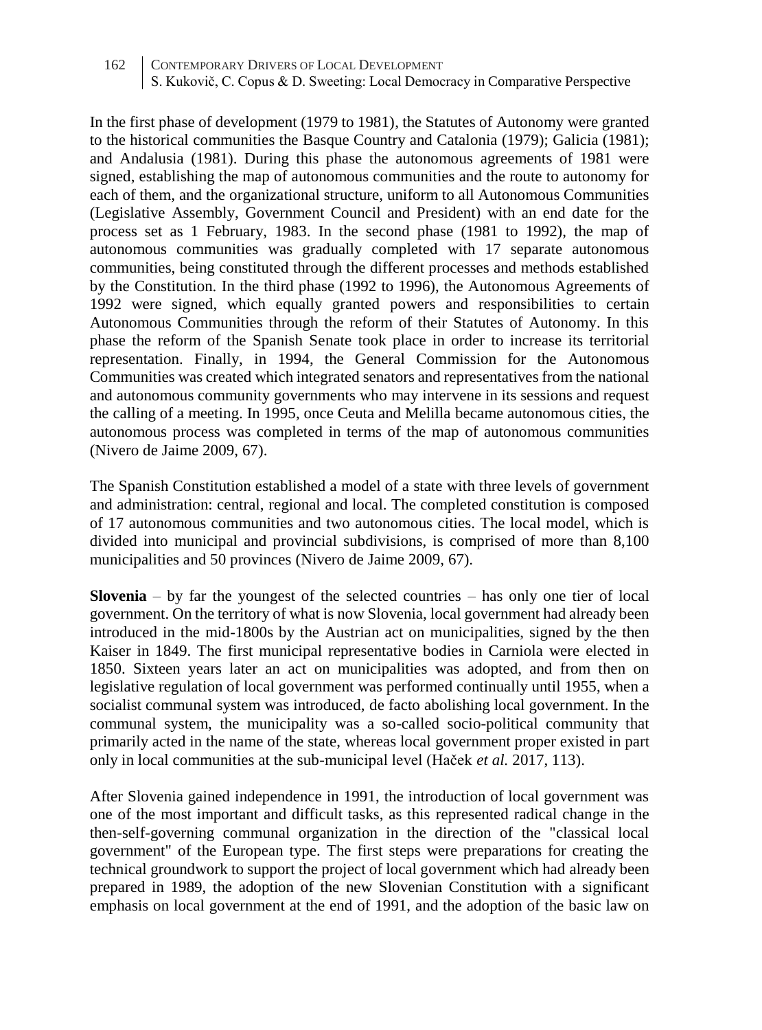In the first phase of development (1979 to 1981), the Statutes of Autonomy were granted to the historical communities the Basque Country and Catalonia (1979); Galicia (1981); and Andalusia (1981). During this phase the autonomous agreements of 1981 were signed, establishing the map of autonomous communities and the route to autonomy for each of them, and the organizational structure, uniform to all Autonomous Communities (Legislative Assembly, Government Council and President) with an end date for the process set as 1 February, 1983. In the second phase (1981 to 1992), the map of autonomous communities was gradually completed with 17 separate autonomous communities, being constituted through the different processes and methods established by the Constitution. In the third phase (1992 to 1996), the Autonomous Agreements of 1992 were signed, which equally granted powers and responsibilities to certain Autonomous Communities through the reform of their Statutes of Autonomy. In this phase the reform of the Spanish Senate took place in order to increase its territorial representation. Finally, in 1994, the General Commission for the Autonomous Communities was created which integrated senators and representatives from the national and autonomous community governments who may intervene in its sessions and request the calling of a meeting. In 1995, once Ceuta and Melilla became autonomous cities, the autonomous process was completed in terms of the map of autonomous communities (Nivero de Jaime 2009, 67).

The Spanish Constitution established a model of a state with three levels of government and administration: central, regional and local. The completed constitution is composed of 17 autonomous communities and two autonomous cities. The local model, which is divided into municipal and provincial subdivisions, is comprised of more than 8,100 municipalities and 50 provinces (Nivero de Jaime 2009, 67).

**Slovenia** – by far the youngest of the selected countries – has only one tier of local government. On the territory of what is now Slovenia, local government had already been introduced in the mid-1800s by the Austrian act on municipalities, signed by the then Kaiser in 1849. The first municipal representative bodies in Carniola were elected in 1850. Sixteen years later an act on municipalities was adopted, and from then on legislative regulation of local government was performed continually until 1955, when a socialist communal system was introduced, de facto abolishing local government. In the communal system, the municipality was a so-called socio-political community that primarily acted in the name of the state, whereas local government proper existed in part only in local communities at the sub-municipal level (Haček *et al.* 2017, 113).

After Slovenia gained independence in 1991, the introduction of local government was one of the most important and difficult tasks, as this represented radical change in the then-self-governing communal organization in the direction of the "classical local government" of the European type. The first steps were preparations for creating the technical groundwork to support the project of local government which had already been prepared in 1989, the adoption of the new Slovenian Constitution with a significant emphasis on local government at the end of 1991, and the adoption of the basic law on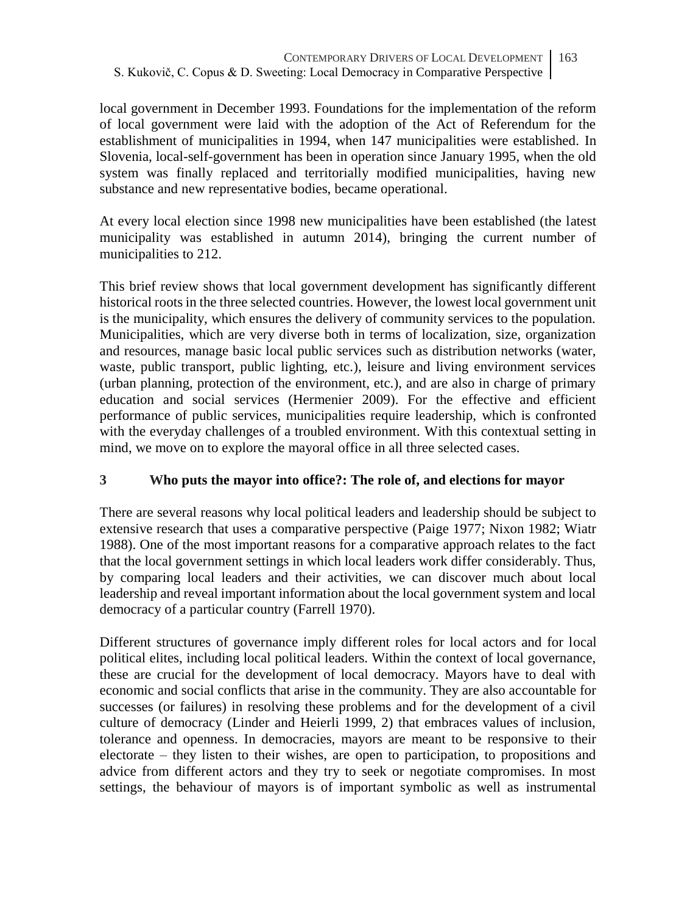local government in December 1993. Foundations for the implementation of the reform of local government were laid with the adoption of the Act of Referendum for the establishment of municipalities in 1994, when 147 municipalities were established. In Slovenia, local-self-government has been in operation since January 1995, when the old system was finally replaced and territorially modified municipalities, having new substance and new representative bodies, became operational.

At every local election since 1998 new municipalities have been established (the latest municipality was established in autumn 2014), bringing the current number of municipalities to 212.

This brief review shows that local government development has significantly different historical roots in the three selected countries. However, the lowest local government unit is the municipality, which ensures the delivery of community services to the population. Municipalities, which are very diverse both in terms of localization, size, organization and resources, manage basic local public services such as distribution networks (water, waste, public transport, public lighting, etc.), leisure and living environment services (urban planning, protection of the environment, etc.), and are also in charge of primary education and social services (Hermenier 2009). For the effective and efficient performance of public services, municipalities require leadership, which is confronted with the everyday challenges of a troubled environment. With this contextual setting in mind, we move on to explore the mayoral office in all three selected cases.

## 3 Who puts the mayor into office?: The role of, and elections for mayor

There are several reasons why local political leaders and leadership should be subject to extensive research that uses a comparative perspective (Paige 1977; Nixon 1982; Wiatr 1988). One of the most important reasons for a comparative approach relates to the fact that the local government settings in which local leaders work differ considerably. Thus, by comparing local leaders and their activities, we can discover much about local leadership and reveal important information about the local government system and local democracy of a particular country (Farrell 1970).

Different structures of governance imply different roles for local actors and for local political elites, including local political leaders. Within the context of local governance, these are crucial for the development of local democracy. Mayors have to deal with economic and social conflicts that arise in the community. They are also accountable for successes (or failures) in resolving these problems and for the development of a civil culture of democracy (Linder and Heierli 1999, 2) that embraces values of inclusion, tolerance and openness. In democracies, mayors are meant to be responsive to their electorate – they listen to their wishes, are open to participation, to propositions and advice from different actors and they try to seek or negotiate compromises. In most settings, the behaviour of mayors is of important symbolic as well as instrumental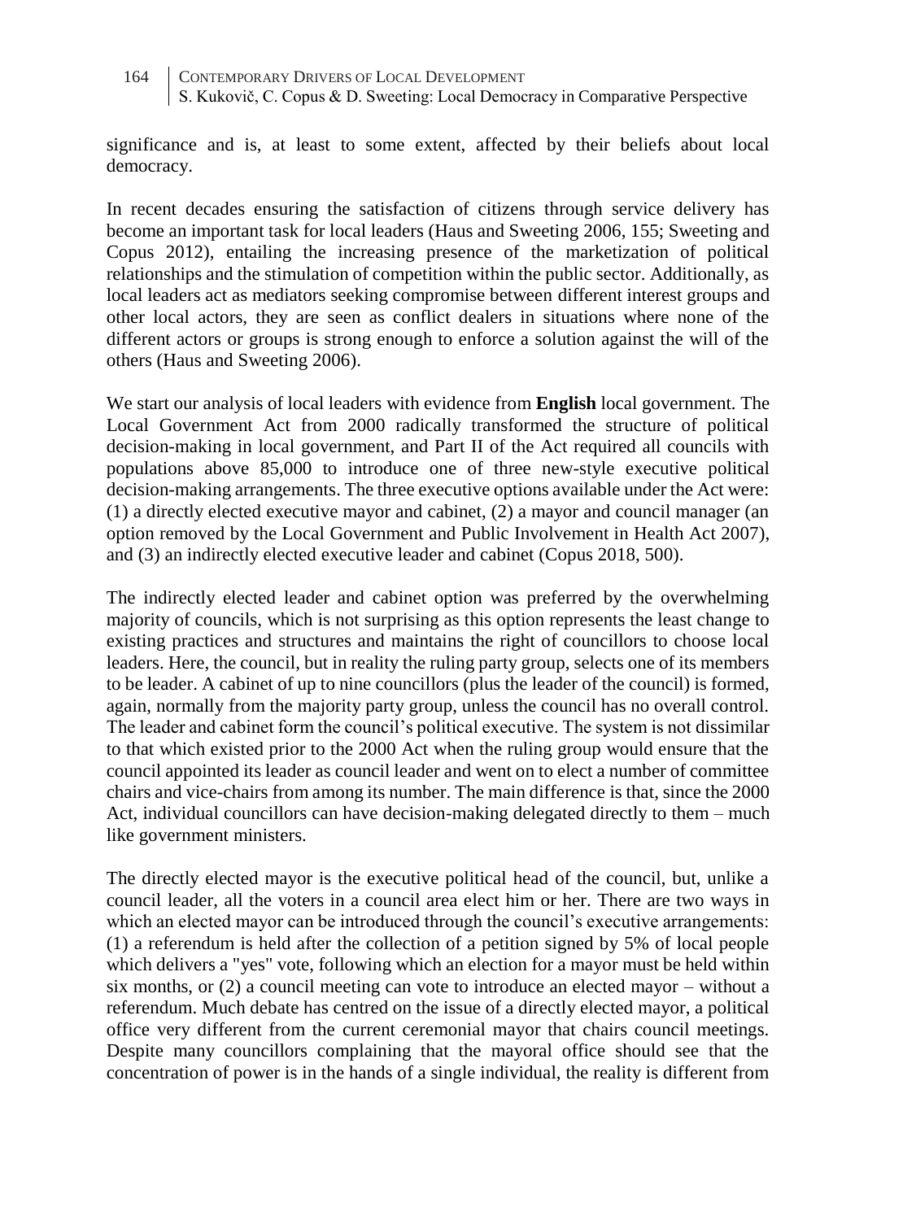significance and is, at least to some extent, affected by their beliefs about local democracy.

In recent decades ensuring the satisfaction of citizens through service delivery has become an important task for local leaders (Haus and Sweeting 2006, 155; Sweeting and Copus 2012), entailing the increasing presence of the marketization of political relationships and the stimulation of competition within the public sector. Additionally, as local leaders act as mediators seeking compromise between different interest groups and other local actors, they are seen as conflict dealers in situations where none of the different actors or groups is strong enough to enforce a solution against the will of the others (Haus and Sweeting 2006).

We start our analysis of local leaders with evidence from **English** local government. The Local Government Act from 2000 radically transformed the structure of political decision-making in local government, and Part II of the Act required all councils with populations above 85,000 to introduce one of three new-style executive political decision-making arrangements. The three executive options available under the Act were: (1) a directly elected executive mayor and cabinet, (2) a mayor and council manager (an option removed by the Local Government and Public Involvement in Health Act 2007), and (3) an indirectly elected executive leader and cabinet (Copus 2018, 500).

The indirectly elected leader and cabinet option was preferred by the overwhelming majority of councils, which is not surprising as this option represents the least change to existing practices and structures and maintains the right of councillors to choose local leaders. Here, the council, but in reality the ruling party group, selects one of its members to be leader. A cabinet of up to nine councillors (plus the leader of the council) is formed, again, normally from the majority party group, unless the council has no overall control. The leader and cabinet form the council's political executive. The system is not dissimilar to that which existed prior to the 2000 Act when the ruling group would ensure that the council appointed its leader as council leader and went on to elect a number of committee chairs and vice-chairs from among its number. The main difference is that, since the 2000 Act, individual councillors can have decision-making delegated directly to them – much like government ministers.

The directly elected mayor is the executive political head of the council, but, unlike a council leader, all the voters in a council area elect him or her. There are two ways in which an elected mayor can be introduced through the council's executive arrangements: (1) a referendum is held after the collection of a petition signed by 5% of local people which delivers a "yes" vote, following which an election for a mayor must be held within six months, or (2) a council meeting can vote to introduce an elected mayor – without a referendum. Much debate has centred on the issue of a directly elected mayor, a political office very different from the current ceremonial mayor that chairs council meetings. Despite many councillors complaining that the mayoral office should see that the concentration of power is in the hands of a single individual, the reality is different from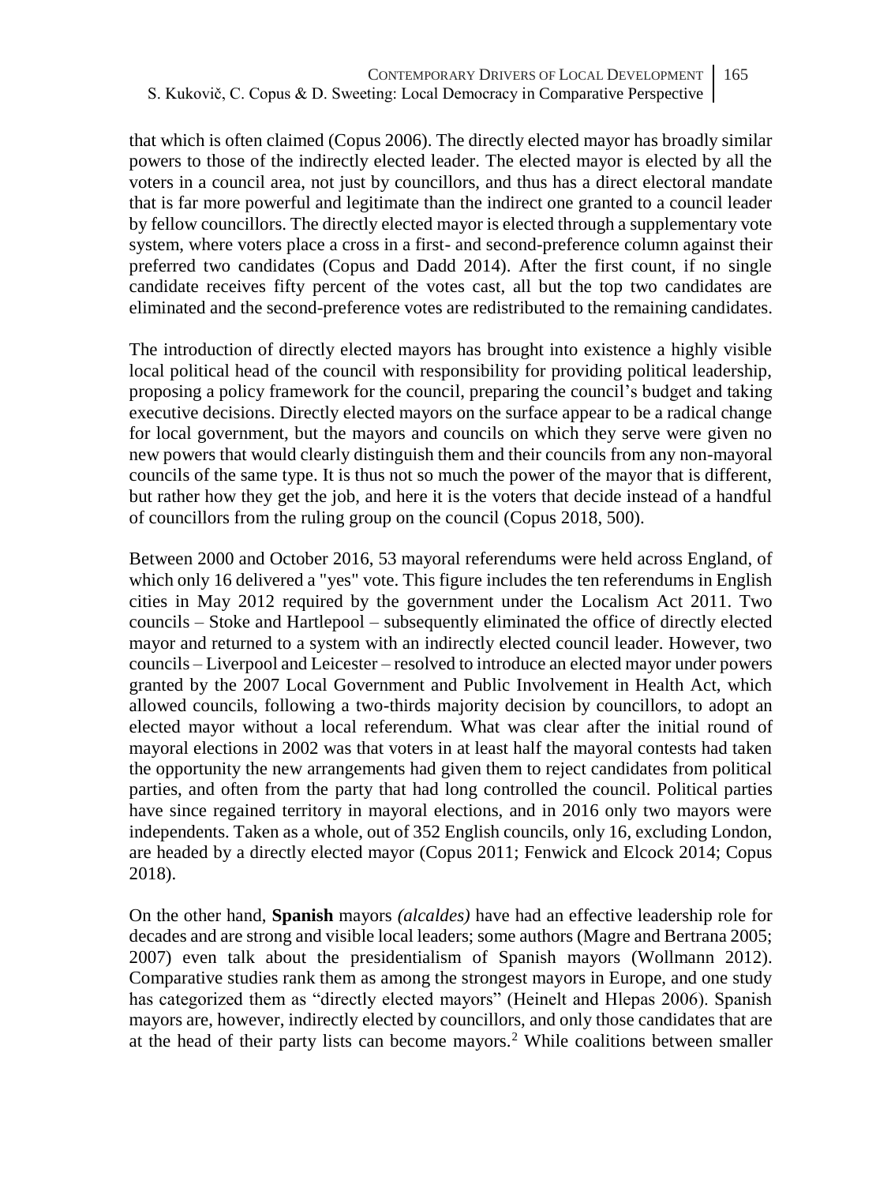that which is often claimed (Copus 2006). The directly elected mayor has broadly similar powers to those of the indirectly elected leader. The elected mayor is elected by all the voters in a council area, not just by councillors, and thus has a direct electoral mandate that is far more powerful and legitimate than the indirect one granted to a council leader by fellow councillors. The directly elected mayor is elected through a supplementary vote system, where voters place a cross in a first- and second-preference column against their preferred two candidates (Copus and Dadd 2014). After the first count, if no single candidate receives fifty percent of the votes cast, all but the top two candidates are eliminated and the second-preference votes are redistributed to the remaining candidates.

The introduction of directly elected mayors has brought into existence a highly visible local political head of the council with responsibility for providing political leadership, proposing a policy framework for the council, preparing the council's budget and taking executive decisions. Directly elected mayors on the surface appear to be a radical change for local government, but the mayors and councils on which they serve were given no new powers that would clearly distinguish them and their councils from any non-mayoral councils of the same type. It is thus not so much the power of the mayor that is different, but rather how they get the job, and here it is the voters that decide instead of a handful of councillors from the ruling group on the council (Copus 2018, 500).

Between 2000 and October 2016, 53 mayoral referendums were held across England, of which only 16 delivered a "yes" vote. This figure includes the ten referendums in English cities in May 2012 required by the government under the Localism Act 2011. Two councils – Stoke and Hartlepool – subsequently eliminated the office of directly elected mayor and returned to a system with an indirectly elected council leader. However, two councils – Liverpool and Leicester – resolved to introduce an elected mayor under powers granted by the 2007 Local Government and Public Involvement in Health Act, which allowed councils, following a two-thirds majority decision by councillors, to adopt an elected mayor without a local referendum. What was clear after the initial round of mayoral elections in 2002 was that voters in at least half the mayoral contests had taken the opportunity the new arrangements had given them to reject candidates from political parties, and often from the party that had long controlled the council. Political parties have since regained territory in mayoral elections, and in 2016 only two mayors were independents. Taken as a whole, out of 352 English councils, only 16, excluding London, are headed by a directly elected mayor (Copus 2011; Fenwick and Elcock 2014; Copus 2018).

On the other hand, **Spanish** mayors *(alcaldes)* have had an effective leadership role for decades and are strong and visible local leaders; some authors (Magre and Bertrana 2005; 2007) even talk about the presidentialism of Spanish mayors (Wollmann 2012). Comparative studies rank them as among the strongest mayors in Europe, and one study has categorized them as "directly elected mayors" (Heinelt and Hlepas 2006). Spanish mayors are, however, indirectly elected by councillors, and only those candidates that are at the head of their party lists can become mayors.[2] While coalitions between smaller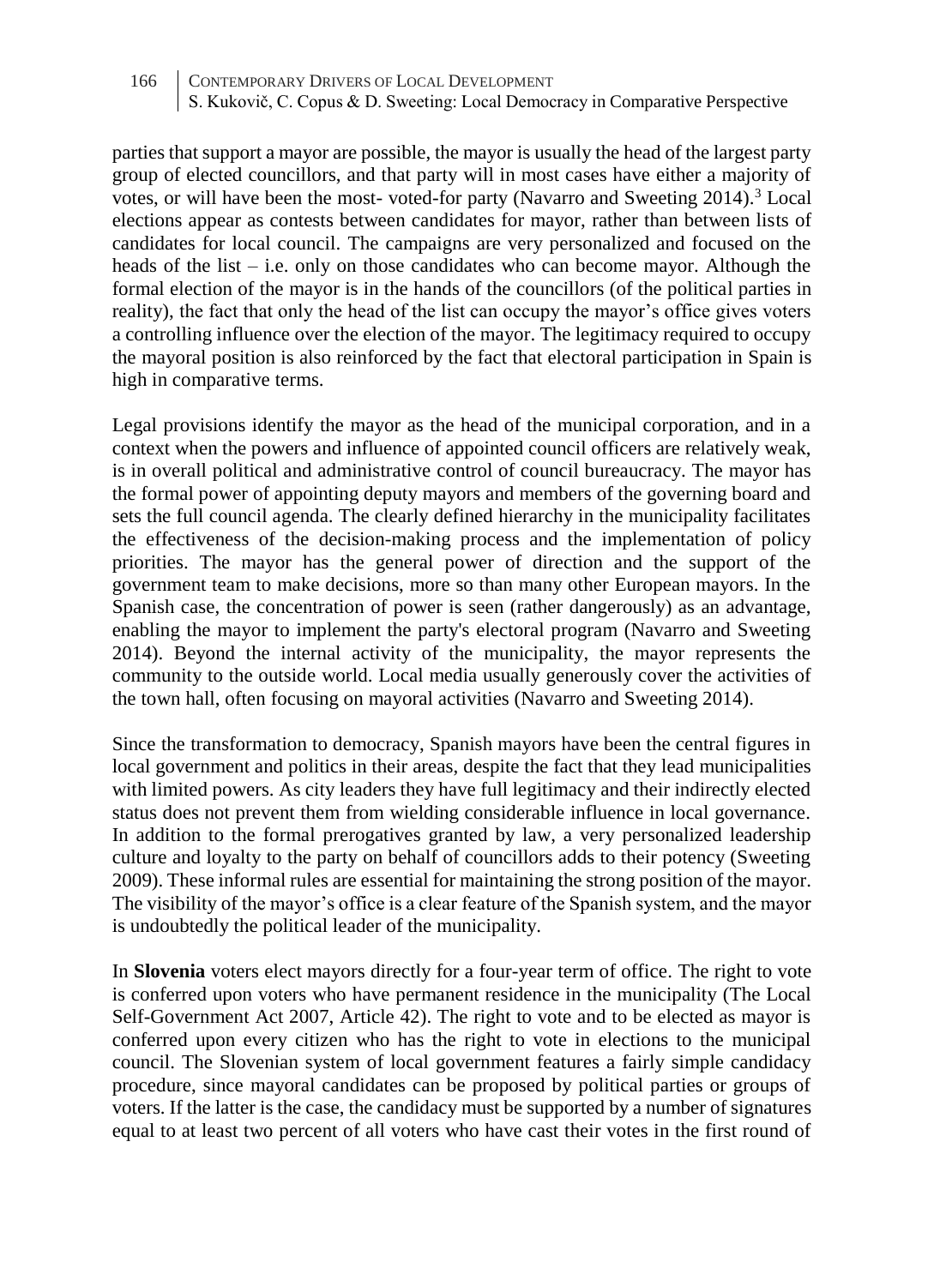parties that support a mayor are possible, the mayor is usually the head of the largest party group of elected councillors, and that party will in most cases have either a majority of votes, or will have been the most- voted-for party (Navarro and Sweeting 2014).[3] Local elections appear as contests between candidates for mayor, rather than between lists of candidates for local council. The campaigns are very personalized and focused on the heads of the list – i.e. only on those candidates who can become mayor. Although the formal election of the mayor is in the hands of the councillors (of the political parties in reality), the fact that only the head of the list can occupy the mayor's office gives voters a controlling influence over the election of the mayor. The legitimacy required to occupy the mayoral position is also reinforced by the fact that electoral participation in Spain is high in comparative terms.

Legal provisions identify the mayor as the head of the municipal corporation, and in a context when the powers and influence of appointed council officers are relatively weak, is in overall political and administrative control of council bureaucracy. The mayor has the formal power of appointing deputy mayors and members of the governing board and sets the full council agenda. The clearly defined hierarchy in the municipality facilitates the effectiveness of the decision-making process and the implementation of policy priorities. The mayor has the general power of direction and the support of the government team to make decisions, more so than many other European mayors. In the Spanish case, the concentration of power is seen (rather dangerously) as an advantage, enabling the mayor to implement the party's electoral program (Navarro and Sweeting 2014). Beyond the internal activity of the municipality, the mayor represents the community to the outside world. Local media usually generously cover the activities of the town hall, often focusing on mayoral activities (Navarro and Sweeting 2014).

Since the transformation to democracy, Spanish mayors have been the central figures in local government and politics in their areas, despite the fact that they lead municipalities with limited powers. As city leaders they have full legitimacy and their indirectly elected status does not prevent them from wielding considerable influence in local governance. In addition to the formal prerogatives granted by law, a very personalized leadership culture and loyalty to the party on behalf of councillors adds to their potency (Sweeting 2009). These informal rules are essential for maintaining the strong position of the mayor. The visibility of the mayor's office is a clear feature of the Spanish system, and the mayor is undoubtedly the political leader of the municipality.

In **Slovenia** voters elect mayors directly for a four-year term of office. The right to vote is conferred upon voters who have permanent residence in the municipality (The Local Self-Government Act 2007, Article 42). The right to vote and to be elected as mayor is conferred upon every citizen who has the right to vote in elections to the municipal council. The Slovenian system of local government features a fairly simple candidacy procedure, since mayoral candidates can be proposed by political parties or groups of voters. If the latter is the case, the candidacy must be supported by a number of signatures equal to at least two percent of all voters who have cast their votes in the first round of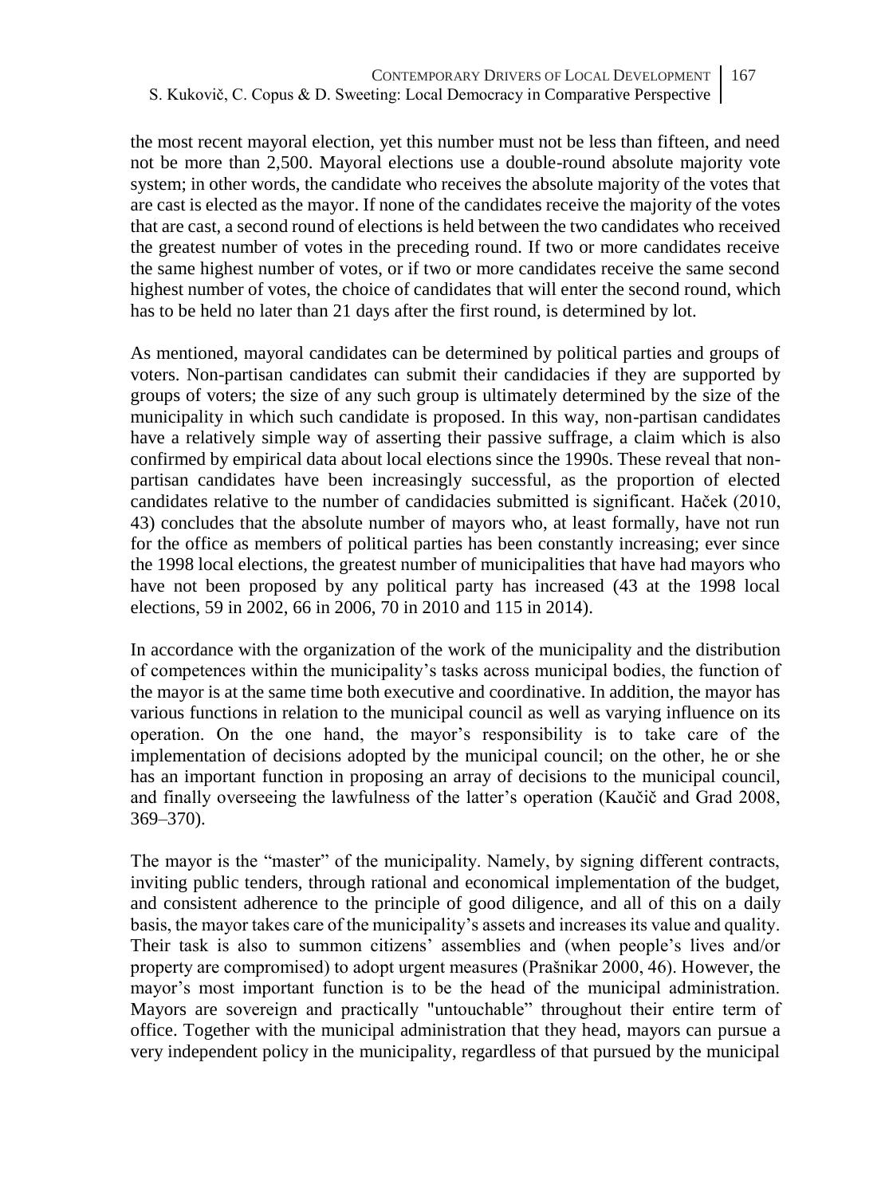the most recent mayoral election, yet this number must not be less than fifteen, and need not be more than 2,500. Mayoral elections use a double-round absolute majority vote system; in other words, the candidate who receives the absolute majority of the votes that are cast is elected as the mayor. If none of the candidates receive the majority of the votes that are cast, a second round of elections is held between the two candidates who received the greatest number of votes in the preceding round. If two or more candidates receive the same highest number of votes, or if two or more candidates receive the same second highest number of votes, the choice of candidates that will enter the second round, which has to be held no later than 21 days after the first round, is determined by lot.

As mentioned, mayoral candidates can be determined by political parties and groups of voters. Non-partisan candidates can submit their candidacies if they are supported by groups of voters; the size of any such group is ultimately determined by the size of the municipality in which such candidate is proposed. In this way, non-partisan candidates have a relatively simple way of asserting their passive suffrage, a claim which is also confirmed by empirical data about local elections since the 1990s. These reveal that non-partisan candidates have been increasingly successful, as the proportion of elected candidates relative to the number of candidacies submitted is significant. Haček (2010, 43) concludes that the absolute number of mayors who, at least formally, have not run for the office as members of political parties has been constantly increasing; ever since the 1998 local elections, the greatest number of municipalities that have had mayors who have not been proposed by any political party has increased (43 at the 1998 local elections, 59 in 2002, 66 in 2006, 70 in 2010 and 115 in 2014).

In accordance with the organization of the work of the municipality and the distribution of competences within the municipality's tasks across municipal bodies, the function of the mayor is at the same time both executive and coordinative. In addition, the mayor has various functions in relation to the municipal council as well as varying influence on its operation. On the one hand, the mayor's responsibility is to take care of the implementation of decisions adopted by the municipal council; on the other, he or she has an important function in proposing an array of decisions to the municipal council, and finally overseeing the lawfulness of the latter's operation (Kaučič and Grad 2008, 369–370).

The mayor is the "master" of the municipality. Namely, by signing different contracts, inviting public tenders, through rational and economical implementation of the budget, and consistent adherence to the principle of good diligence, and all of this on a daily basis, the mayor takes care of the municipality's assets and increases its value and quality. Their task is also to summon citizens' assemblies and (when people's lives and/or property are compromised) to adopt urgent measures (Prašnikar 2000, 46). However, the mayor's most important function is to be the head of the municipal administration. Mayors are sovereign and practically "untouchable" throughout their entire term of office. Together with the municipal administration that they head, mayors can pursue a very independent policy in the municipality, regardless of that pursued by the municipal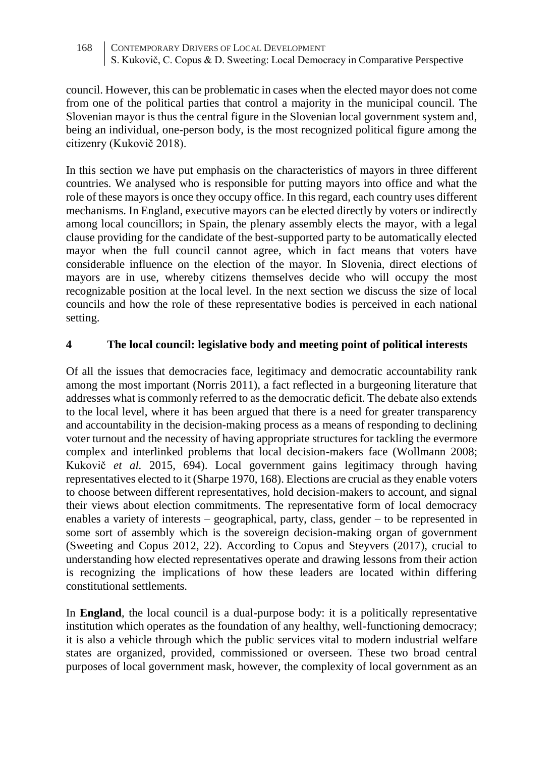council. However, this can be problematic in cases when the elected mayor does not come from one of the political parties that control a majority in the municipal council. The Slovenian mayor is thus the central figure in the Slovenian local government system and, being an individual, one-person body, is the most recognized political figure among the citizenry (Kukovič 2018).

In this section we have put emphasis on the characteristics of mayors in three different countries. We analysed who is responsible for putting mayors into office and what the role of these mayors is once they occupy office. In this regard, each country uses different mechanisms. In England, executive mayors can be elected directly by voters or indirectly among local councillors; in Spain, the plenary assembly elects the mayor, with a legal clause providing for the candidate of the best-supported party to be automatically elected mayor when the full council cannot agree, which in fact means that voters have considerable influence on the election of the mayor. In Slovenia, direct elections of mayors are in use, whereby citizens themselves decide who will occupy the most recognizable position at the local level. In the next section we discuss the size of local councils and how the role of these representative bodies is perceived in each national setting.

## 4 The local council: legislative body and meeting point of political interests

Of all the issues that democracies face, legitimacy and democratic accountability rank among the most important (Norris 2011), a fact reflected in a burgeoning literature that addresses what is commonly referred to as the democratic deficit. The debate also extends to the local level, where it has been argued that there is a need for greater transparency and accountability in the decision-making process as a means of responding to declining voter turnout and the necessity of having appropriate structures for tackling the evermore complex and interlinked problems that local decision-makers face (Wollmann 2008; Kukovič *et al.* 2015, 694). Local government gains legitimacy through having representatives elected to it (Sharpe 1970, 168). Elections are crucial as they enable voters to choose between different representatives, hold decision-makers to account, and signal their views about election commitments. The representative form of local democracy enables a variety of interests – geographical, party, class, gender – to be represented in some sort of assembly which is the sovereign decision-making organ of government (Sweeting and Copus 2012, 22). According to Copus and Steyvers (2017), crucial to understanding how elected representatives operate and drawing lessons from their action is recognizing the implications of how these leaders are located within differing constitutional settlements.

In **England**, the local council is a dual-purpose body: it is a politically representative institution which operates as the foundation of any healthy, well-functioning democracy; it is also a vehicle through which the public services vital to modern industrial welfare states are organized, provided, commissioned or overseen. These two broad central purposes of local government mask, however, the complexity of local government as an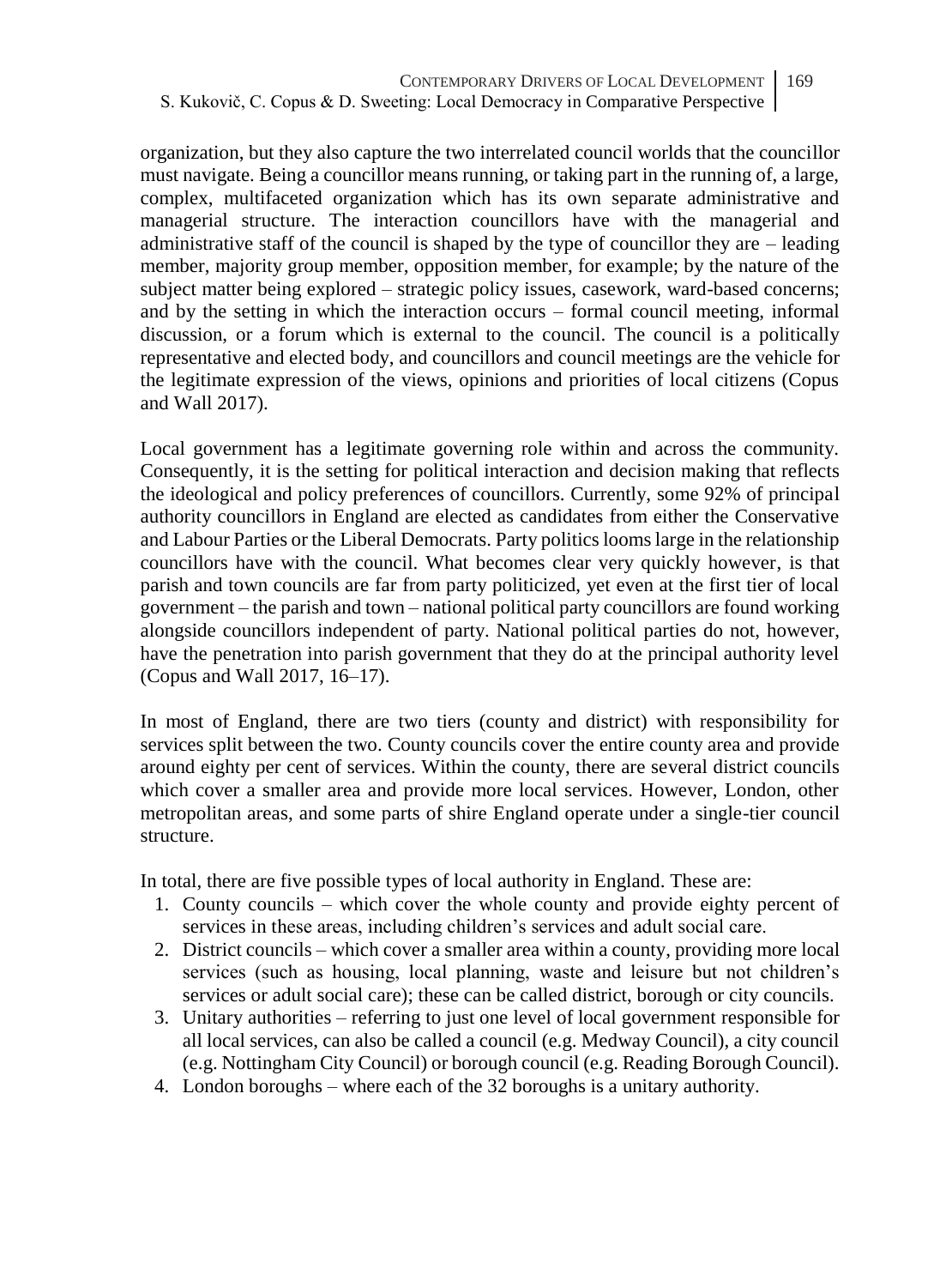organization, but they also capture the two interrelated council worlds that the councillor must navigate. Being a councillor means running, or taking part in the running of, a large, complex, multifaceted organization which has its own separate administrative and managerial structure. The interaction councillors have with the managerial and administrative staff of the council is shaped by the type of councillor they are – leading member, majority group member, opposition member, for example; by the nature of the subject matter being explored – strategic policy issues, casework, ward-based concerns; and by the setting in which the interaction occurs – formal council meeting, informal discussion, or a forum which is external to the council. The council is a politically representative and elected body, and councillors and council meetings are the vehicle for the legitimate expression of the views, opinions and priorities of local citizens (Copus and Wall 2017).

Local government has a legitimate governing role within and across the community. Consequently, it is the setting for political interaction and decision making that reflects the ideological and policy preferences of councillors. Currently, some 92% of principal authority councillors in England are elected as candidates from either the Conservative and Labour Parties or the Liberal Democrats. Party politics looms large in the relationship councillors have with the council. What becomes clear very quickly however, is that parish and town councils are far from party politicized, yet even at the first tier of local government – the parish and town – national political party councillors are found working alongside councillors independent of party. National political parties do not, however, have the penetration into parish government that they do at the principal authority level (Copus and Wall 2017, 16–17).

In most of England, there are two tiers (county and district) with responsibility for services split between the two. County councils cover the entire county area and provide around eighty per cent of services. Within the county, there are several district councils which cover a smaller area and provide more local services. However, London, other metropolitan areas, and some parts of shire England operate under a single-tier council structure.

In total, there are five possible types of local authority in England. These are:

1. County councils – which cover the whole county and provide eighty percent of services in these areas, including children's services and adult social care.
2. District councils – which cover a smaller area within a county, providing more local services (such as housing, local planning, waste and leisure but not children's services or adult social care); these can be called district, borough or city councils.
3. Unitary authorities – referring to just one level of local government responsible for all local services, can also be called a council (e.g. Medway Council), a city council (e.g. Nottingham City Council) or borough council (e.g. Reading Borough Council).
4. London boroughs – where each of the 32 boroughs is a unitary authority.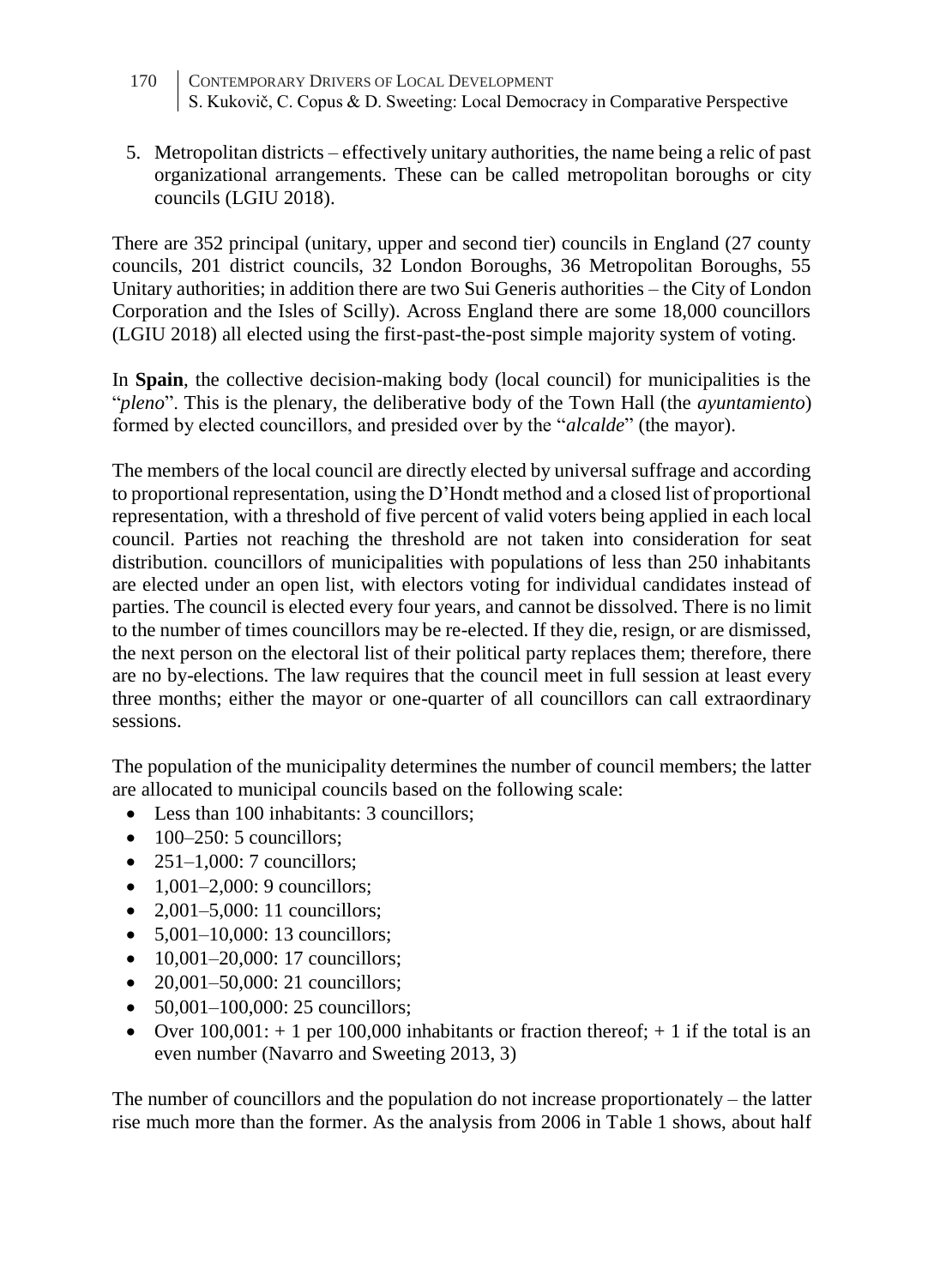5. Metropolitan districts – effectively unitary authorities, the name being a relic of past organizational arrangements. These can be called metropolitan boroughs or city councils (LGIU 2018).

There are 352 principal (unitary, upper and second tier) councils in England (27 county councils, 201 district councils, 32 London Boroughs, 36 Metropolitan Boroughs, 55 Unitary authorities; in addition there are two Sui Generis authorities – the City of London Corporation and the Isles of Scilly). Across England there are some 18,000 councillors (LGIU 2018) all elected using the first-past-the-post simple majority system of voting.

In **Spain**, the collective decision-making body (local council) for municipalities is the "*pleno*". This is the plenary, the deliberative body of the Town Hall (the *ayuntamiento*) formed by elected councillors, and presided over by the "*alcalde*" (the mayor).

The members of the local council are directly elected by universal suffrage and according to proportional representation, using the D'Hondt method and a closed list of proportional representation, with a threshold of five percent of valid voters being applied in each local council. Parties not reaching the threshold are not taken into consideration for seat distribution. councillors of municipalities with populations of less than 250 inhabitants are elected under an open list, with electors voting for individual candidates instead of parties. The council is elected every four years, and cannot be dissolved. There is no limit to the number of times councillors may be re-elected. If they die, resign, or are dismissed, the next person on the electoral list of their political party replaces them; therefore, there are no by-elections. The law requires that the council meet in full session at least every three months; either the mayor or one-quarter of all councillors can call extraordinary sessions.

The population of the municipality determines the number of council members; the latter are allocated to municipal councils based on the following scale:

- Less than 100 inhabitants: 3 councillors;
- 100–250: 5 councillors;
- 251–1,000: 7 councillors;
- 1,001–2,000: 9 councillors;
- 2,001–5,000: 11 councillors;
- 5,001–10,000: 13 councillors;
- 10,001–20,000: 17 councillors;
- 20,001–50,000: 21 councillors;
- 50,001–100,000: 25 councillors;
- Over 100,001: + 1 per 100,000 inhabitants or fraction thereof; + 1 if the total is an even number (Navarro and Sweeting 2013, 3)

The number of councillors and the population do not increase proportionately – the latter rise much more than the former. As the analysis from 2006 in Table 1 shows, about half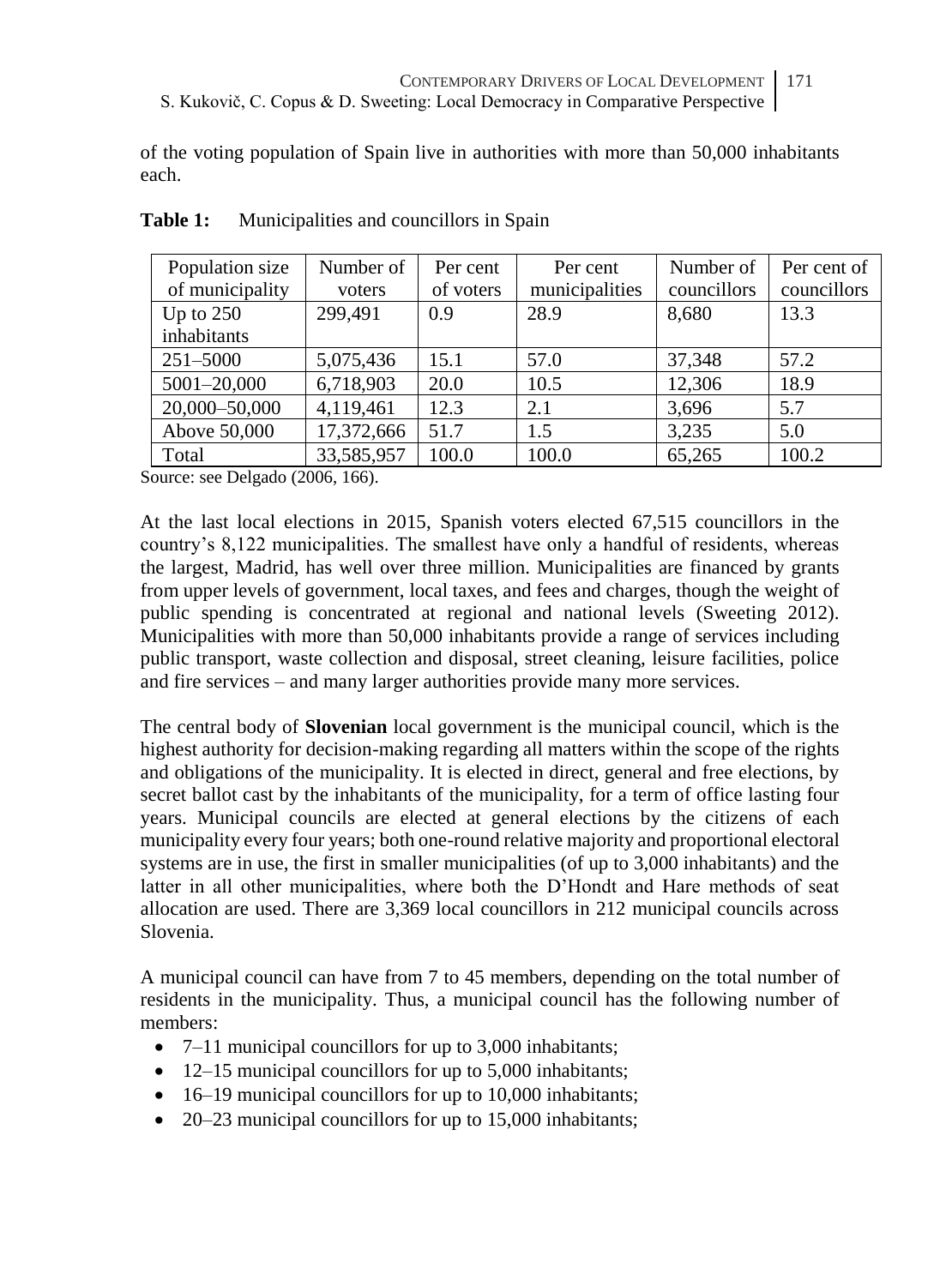of the voting population of Spain live in authorities with more than 50,000 inhabitants each.

**Table 1:** Municipalities and councillors in Spain

| Population size of municipality | Number of voters | Per cent of voters | Per cent municipalities | Number of councillors | Per cent of councillors |
|---|---|---|---|---|---|
| Up to 250 inhabitants | 299,491 | 0.9 | 28.9 | 8,680 | 13.3 |
| 251–5000 | 5,075,436 | 15.1 | 57.0 | 37,348 | 57.2 |
| 5001–20,000 | 6,718,903 | 20.0 | 10.5 | 12,306 | 18.9 |
| 20,000–50,000 | 4,119,461 | 12.3 | 2.1 | 3,696 | 5.7 |
| Above 50,000 | 17,372,666 | 51.7 | 1.5 | 3,235 | 5.0 |
| Total | 33,585,957 | 100.0 | 100.0 | 65,265 | 100.2 |

Source: see Delgado (2006, 166).

At the last local elections in 2015, Spanish voters elected 67,515 councillors in the country's 8,122 municipalities. The smallest have only a handful of residents, whereas the largest, Madrid, has well over three million. Municipalities are financed by grants from upper levels of government, local taxes, and fees and charges, though the weight of public spending is concentrated at regional and national levels (Sweeting 2012). Municipalities with more than 50,000 inhabitants provide a range of services including public transport, waste collection and disposal, street cleaning, leisure facilities, police and fire services – and many larger authorities provide many more services.

The central body of **Slovenian** local government is the municipal council, which is the highest authority for decision-making regarding all matters within the scope of the rights and obligations of the municipality. It is elected in direct, general and free elections, by secret ballot cast by the inhabitants of the municipality, for a term of office lasting four years. Municipal councils are elected at general elections by the citizens of each municipality every four years; both one-round relative majority and proportional electoral systems are in use, the first in smaller municipalities (of up to 3,000 inhabitants) and the latter in all other municipalities, where both the D'Hondt and Hare methods of seat allocation are used. There are 3,369 local councillors in 212 municipal councils across Slovenia.

A municipal council can have from 7 to 45 members, depending on the total number of residents in the municipality. Thus, a municipal council has the following number of members:

- 7–11 municipal councillors for up to 3,000 inhabitants;
- 12–15 municipal councillors for up to 5,000 inhabitants;
- 16–19 municipal councillors for up to 10,000 inhabitants;
- 20–23 municipal councillors for up to 15,000 inhabitants;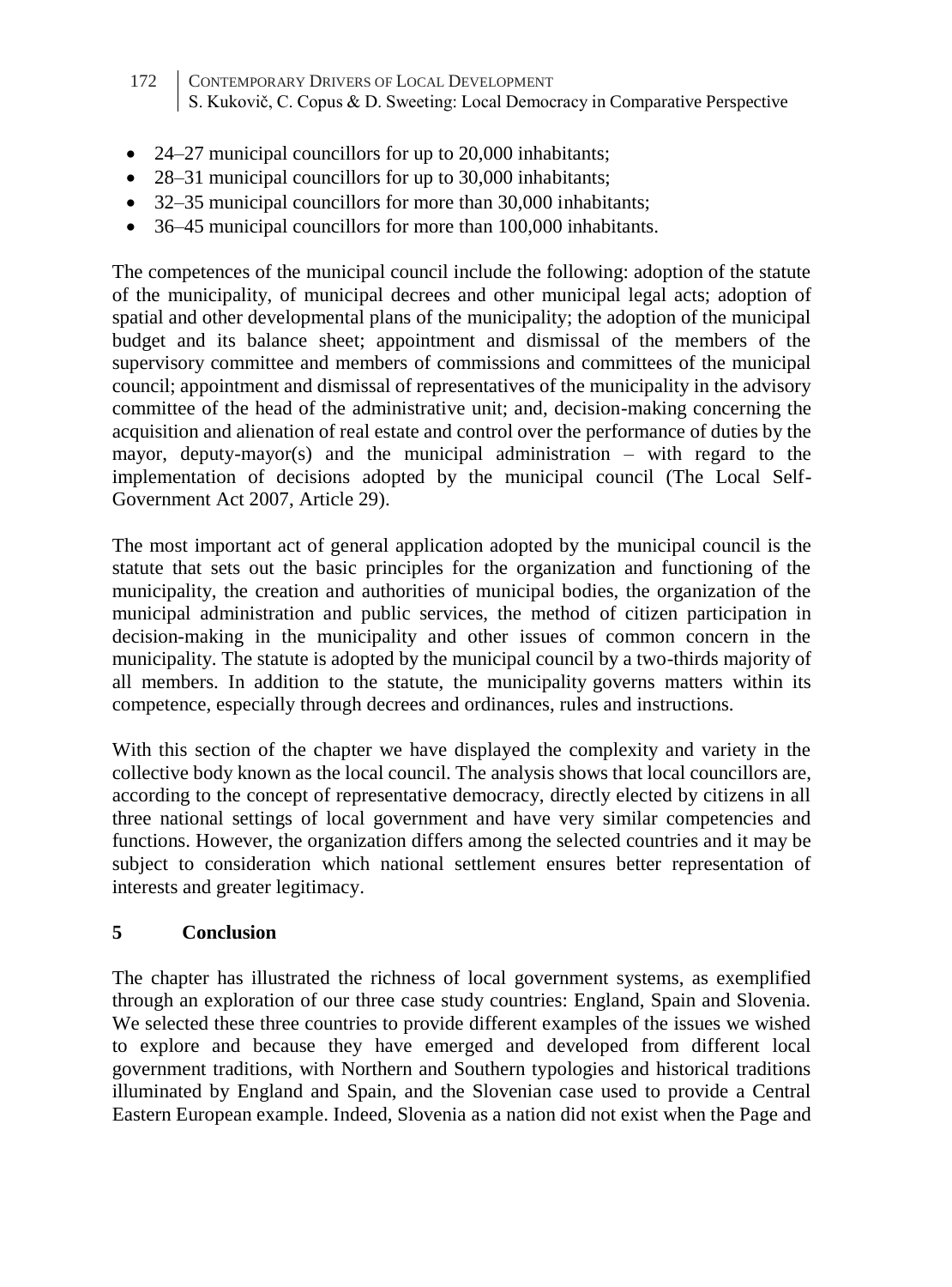- 24–27 municipal councillors for up to 20,000 inhabitants;
- 28–31 municipal councillors for up to 30,000 inhabitants;
- 32–35 municipal councillors for more than 30,000 inhabitants;
- 36–45 municipal councillors for more than 100,000 inhabitants.

The competences of the municipal council include the following: adoption of the statute of the municipality, of municipal decrees and other municipal legal acts; adoption of spatial and other developmental plans of the municipality; the adoption of the municipal budget and its balance sheet; appointment and dismissal of the members of the supervisory committee and members of commissions and committees of the municipal council; appointment and dismissal of representatives of the municipality in the advisory committee of the head of the administrative unit; and, decision-making concerning the acquisition and alienation of real estate and control over the performance of duties by the mayor, deputy-mayor(s) and the municipal administration – with regard to the implementation of decisions adopted by the municipal council (The Local Self-Government Act 2007, Article 29).

The most important act of general application adopted by the municipal council is the statute that sets out the basic principles for the organization and functioning of the municipality, the creation and authorities of municipal bodies, the organization of the municipal administration and public services, the method of citizen participation in decision-making in the municipality and other issues of common concern in the municipality. The statute is adopted by the municipal council by a two-thirds majority of all members. In addition to the statute, the municipality governs matters within its competence, especially through decrees and ordinances, rules and instructions.

With this section of the chapter we have displayed the complexity and variety in the collective body known as the local council. The analysis shows that local councillors are, according to the concept of representative democracy, directly elected by citizens in all three national settings of local government and have very similar competencies and functions. However, the organization differs among the selected countries and it may be subject to consideration which national settlement ensures better representation of interests and greater legitimacy.

## 5 Conclusion

The chapter has illustrated the richness of local government systems, as exemplified through an exploration of our three case study countries: England, Spain and Slovenia. We selected these three countries to provide different examples of the issues we wished to explore and because they have emerged and developed from different local government traditions, with Northern and Southern typologies and historical traditions illuminated by England and Spain, and the Slovenian case used to provide a Central Eastern European example. Indeed, Slovenia as a nation did not exist when the Page and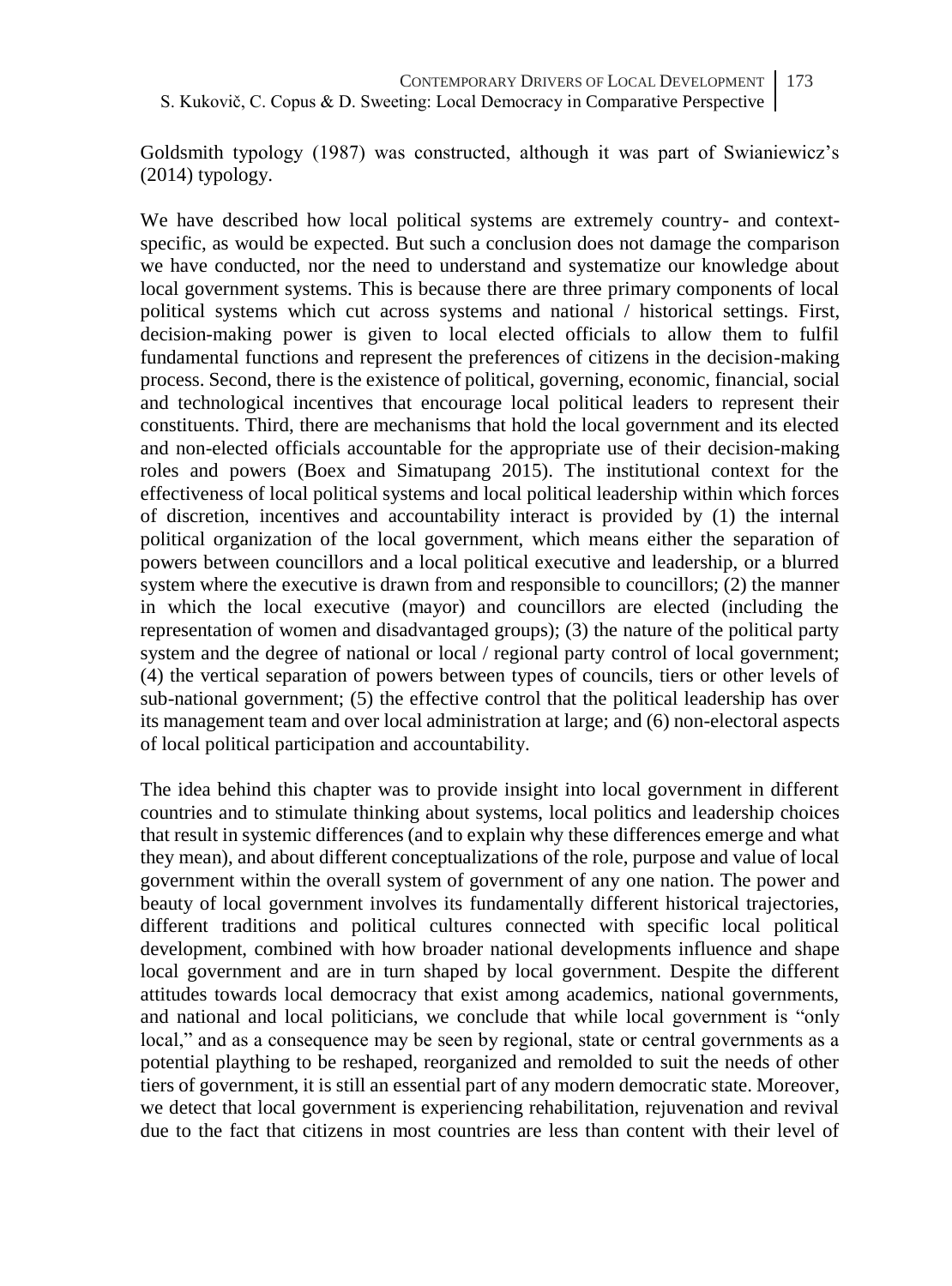Goldsmith typology (1987) was constructed, although it was part of Swianiewicz's (2014) typology.

We have described how local political systems are extremely country- and context-specific, as would be expected. But such a conclusion does not damage the comparison we have conducted, nor the need to understand and systematize our knowledge about local government systems. This is because there are three primary components of local political systems which cut across systems and national / historical settings. First, decision-making power is given to local elected officials to allow them to fulfil fundamental functions and represent the preferences of citizens in the decision-making process. Second, there is the existence of political, governing, economic, financial, social and technological incentives that encourage local political leaders to represent their constituents. Third, there are mechanisms that hold the local government and its elected and non-elected officials accountable for the appropriate use of their decision-making roles and powers (Boex and Simatupang 2015). The institutional context for the effectiveness of local political systems and local political leadership within which forces of discretion, incentives and accountability interact is provided by (1) the internal political organization of the local government, which means either the separation of powers between councillors and a local political executive and leadership, or a blurred system where the executive is drawn from and responsible to councillors; (2) the manner in which the local executive (mayor) and councillors are elected (including the representation of women and disadvantaged groups); (3) the nature of the political party system and the degree of national or local / regional party control of local government; (4) the vertical separation of powers between types of councils, tiers or other levels of sub-national government; (5) the effective control that the political leadership has over its management team and over local administration at large; and (6) non-electoral aspects of local political participation and accountability.

The idea behind this chapter was to provide insight into local government in different countries and to stimulate thinking about systems, local politics and leadership choices that result in systemic differences (and to explain why these differences emerge and what they mean), and about different conceptualizations of the role, purpose and value of local government within the overall system of government of any one nation. The power and beauty of local government involves its fundamentally different historical trajectories, different traditions and political cultures connected with specific local political development, combined with how broader national developments influence and shape local government and are in turn shaped by local government. Despite the different attitudes towards local democracy that exist among academics, national governments, and national and local politicians, we conclude that while local government is "only local," and as a consequence may be seen by regional, state or central governments as a potential plaything to be reshaped, reorganized and remolded to suit the needs of other tiers of government, it is still an essential part of any modern democratic state. Moreover, we detect that local government is experiencing rehabilitation, rejuvenation and revival due to the fact that citizens in most countries are less than content with their level of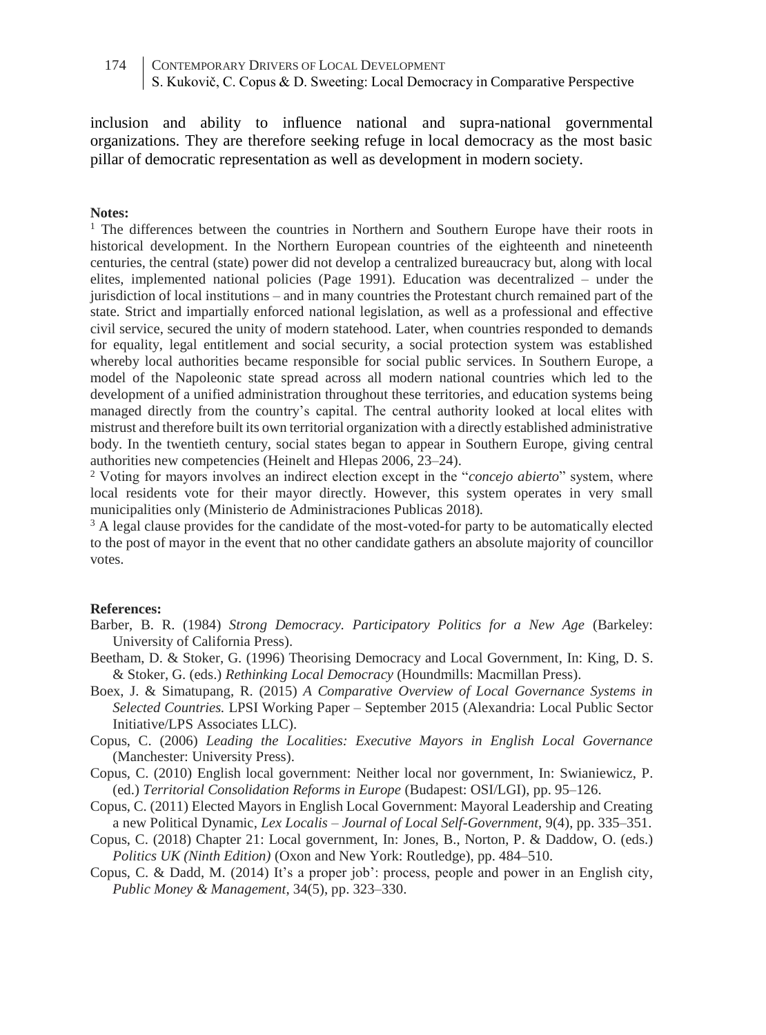inclusion and ability to influence national and supra-national governmental organizations. They are therefore seeking refuge in local democracy as the most basic pillar of democratic representation as well as development in modern society.

**Notes:**

[1] The differences between the countries in Northern and Southern Europe have their roots in historical development. In the Northern European countries of the eighteenth and nineteenth centuries, the central (state) power did not develop a centralized bureaucracy but, along with local elites, implemented national policies (Page 1991). Education was decentralized – under the jurisdiction of local institutions – and in many countries the Protestant church remained part of the state. Strict and impartially enforced national legislation, as well as a professional and effective civil service, secured the unity of modern statehood. Later, when countries responded to demands for equality, legal entitlement and social security, a social protection system was established whereby local authorities became responsible for social public services. In Southern Europe, a model of the Napoleonic state spread across all modern national countries which led to the development of a unified administration throughout these territories, and education systems being managed directly from the country's capital. The central authority looked at local elites with mistrust and therefore built its own territorial organization with a directly established administrative body. In the twentieth century, social states began to appear in Southern Europe, giving central authorities new competencies (Heinelt and Hlepas 2006, 23–24).

[2] Voting for mayors involves an indirect election except in the "*concejo abierto*" system, where local residents vote for their mayor directly. However, this system operates in very small municipalities only (Ministerio de Administraciones Publicas 2018).

[3] A legal clause provides for the candidate of the most-voted-for party to be automatically elected to the post of mayor in the event that no other candidate gathers an absolute majority of councillor votes.

**References:**

Barber, B. R. (1984) *Strong Democracy. Participatory Politics for a New Age* (Barkeley: University of California Press).

Beetham, D. & Stoker, G. (1996) Theorising Democracy and Local Government, In: King, D. S. & Stoker, G. (eds.) *Rethinking Local Democracy* (Houndmills: Macmillan Press).

Boex, J. & Simatupang, R. (2015) *A Comparative Overview of Local Governance Systems in Selected Countries.* LPSI Working Paper – September 2015 (Alexandria: Local Public Sector Initiative/LPS Associates LLC).

Copus, C. (2006) *Leading the Localities: Executive Mayors in English Local Governance* (Manchester: University Press).

Copus, C. (2010) English local government: Neither local nor government, In: Swianiewicz, P. (ed.) *Territorial Consolidation Reforms in Europe* (Budapest: OSI/LGI), pp. 95–126.

Copus, C. (2011) Elected Mayors in English Local Government: Mayoral Leadership and Creating a new Political Dynamic, *Lex Localis – Journal of Local Self-Government*, 9(4), pp. 335–351.

Copus, C. (2018) Chapter 21: Local government, In: Jones, B., Norton, P. & Daddow, O. (eds.) *Politics UK (Ninth Edition)* (Oxon and New York: Routledge), pp. 484–510.

Copus, C. & Dadd, M. (2014) It's a proper job': process, people and power in an English city, *Public Money & Management*, 34(5), pp. 323–330.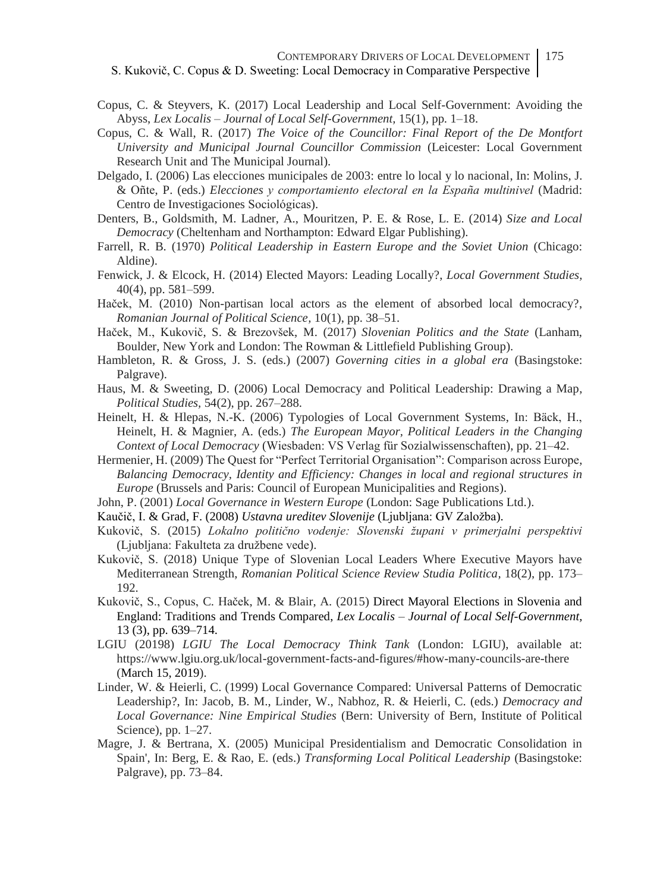Copus, C. & Steyvers, K. (2017) Local Leadership and Local Self-Government: Avoiding the Abyss, *Lex Localis – Journal of Local Self-Government*, 15(1), pp. 1–18.

Copus, C. & Wall, R. (2017) *The Voice of the Councillor: Final Report of the De Montfort University and Municipal Journal Councillor Commission* (Leicester: Local Government Research Unit and The Municipal Journal).

Delgado, I. (2006) Las elecciones municipales de 2003: entre lo local y lo nacional, In: Molins, J. & Oñte, P. (eds.) *Elecciones y comportamiento electoral en la España multinivel* (Madrid: Centro de Investigaciones Sociológicas).

Denters, B., Goldsmith, M. Ladner, A., Mouritzen, P. E. & Rose, L. E. (2014) *Size and Local Democracy* (Cheltenham and Northampton: Edward Elgar Publishing).

Farrell, R. B. (1970) *Political Leadership in Eastern Europe and the Soviet Union* (Chicago: Aldine).

Fenwick, J. & Elcock, H. (2014) Elected Mayors: Leading Locally?, *Local Government Studies*, 40(4), pp. 581–599.

Haček, M. (2010) Non-partisan local actors as the element of absorbed local democracy?, *Romanian Journal of Political Science*, 10(1), pp. 38–51.

Haček, M., Kukovič, S. & Brezovšek, M. (2017) *Slovenian Politics and the State* (Lanham, Boulder, New York and London: The Rowman & Littlefield Publishing Group).

Hambleton, R. & Gross, J. S. (eds.) (2007) *Governing cities in a global era* (Basingstoke: Palgrave).

Haus, M. & Sweeting, D. (2006) Local Democracy and Political Leadership: Drawing a Map, *Political Studies*, 54(2), pp. 267–288.

Heinelt, H. & Hlepas, N.-K. (2006) Typologies of Local Government Systems, In: Bäck, H., Heinelt, H. & Magnier, A. (eds.) *The European Mayor, Political Leaders in the Changing Context of Local Democracy* (Wiesbaden: VS Verlag für Sozialwissenschaften), pp. 21–42.

Hermenier, H. (2009) The Quest for "Perfect Territorial Organisation": Comparison across Europe, *Balancing Democracy, Identity and Efficiency: Changes in local and regional structures in Europe* (Brussels and Paris: Council of European Municipalities and Regions).

John, P. (2001) *Local Governance in Western Europe* (London: Sage Publications Ltd.).

Kaučič, I. & Grad, F. (2008) *Ustavna ureditev Slovenije* (Ljubljana: GV Založba).

Kukovič, S. (2015) *Lokalno politično vodenje: Slovenski župani v primerjalni perspektivi* (Ljubljana: Fakulteta za družbene vede).

Kukovič, S. (2018) Unique Type of Slovenian Local Leaders Where Executive Mayors have Mediterranean Strength, *Romanian Political Science Review Studia Politica*, 18(2), pp. 173–192.

Kukovič, S., Copus, C. Haček, M. & Blair, A. (2015) Direct Mayoral Elections in Slovenia and England: Traditions and Trends Compared, *Lex Localis – Journal of Local Self-Government*, 13 (3), pp. 639–714.

LGIU (20198) *LGIU The Local Democracy Think Tank* (London: LGIU), available at: https://www.lgiu.org.uk/local-government-facts-and-figures/#how-many-councils-are-there (March 15, 2019).

Linder, W. & Heierli, C. (1999) Local Governance Compared: Universal Patterns of Democratic Leadership?, In: Jacob, B. M., Linder, W., Nabhoz, R. & Heierli, C. (eds.) *Democracy and Local Governance: Nine Empirical Studies* (Bern: University of Bern, Institute of Political Science), pp. 1–27.

Magre, J. & Bertrana, X. (2005) Municipal Presidentialism and Democratic Consolidation in Spain', In: Berg, E. & Rao, E. (eds.) *Transforming Local Political Leadership* (Basingstoke: Palgrave), pp. 73–84.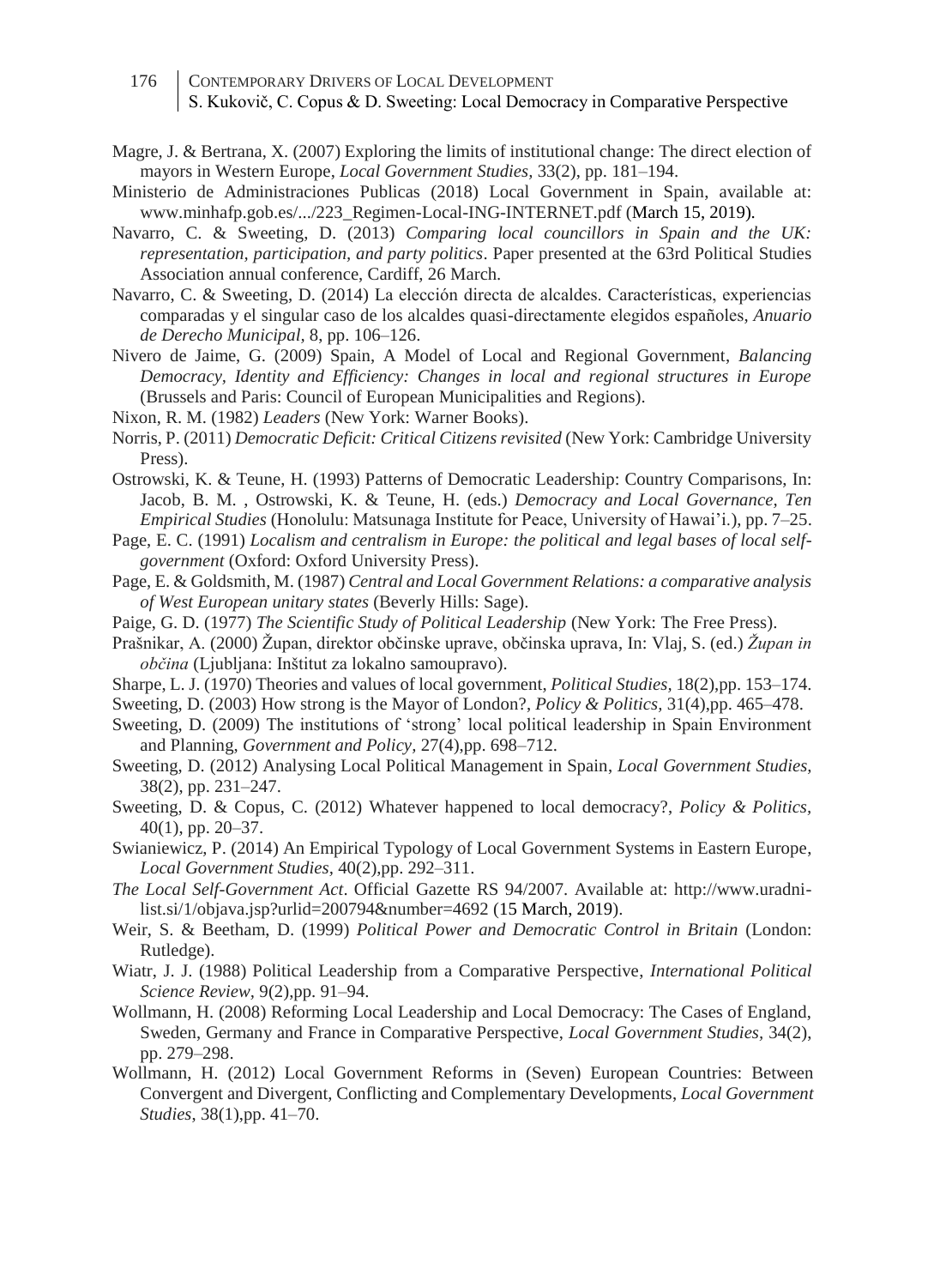Magre, J. & Bertrana, X. (2007) Exploring the limits of institutional change: The direct election of mayors in Western Europe, *Local Government Studies,* 33(2), pp. 181–194.

Ministerio de Administraciones Publicas (2018) Local Government in Spain, available at: www.minhafp.gob.es/.../223_Regimen-Local-ING-INTERNET.pdf (March 15, 2019).

Navarro, C. & Sweeting, D. (2013) *Comparing local councillors in Spain and the UK: representation, participation, and party politics*. Paper presented at the 63rd Political Studies Association annual conference, Cardiff, 26 March.

Navarro, C. & Sweeting, D. (2014) La elección directa de alcaldes. Características, experiencias comparadas y el singular caso de los alcaldes quasi-directamente elegidos españoles, *Anuario de Derecho Municipal,* 8, pp. 106–126.

Nivero de Jaime, G. (2009) Spain, A Model of Local and Regional Government, *Balancing Democracy, Identity and Efficiency: Changes in local and regional structures in Europe* (Brussels and Paris: Council of European Municipalities and Regions).

Nixon, R. M. (1982) *Leaders* (New York: Warner Books).

Norris, P. (2011) *Democratic Deficit: Critical Citizens revisited* (New York: Cambridge University Press).

Ostrowski, K. & Teune, H. (1993) Patterns of Democratic Leadership: Country Comparisons, In: Jacob, B. M. , Ostrowski, K. & Teune, H. (eds.) *Democracy and Local Governance, Ten Empirical Studies* (Honolulu: Matsunaga Institute for Peace, University of Hawai'i.), pp. 7–25.

Page, E. C. (1991) *Localism and centralism in Europe: the political and legal bases of local self-government* (Oxford: Oxford University Press).

Page, E. & Goldsmith, M. (1987) *Central and Local Government Relations: a comparative analysis of West European unitary states* (Beverly Hills: Sage).

Paige, G. D. (1977) *The Scientific Study of Political Leadership* (New York: The Free Press).

Prašnikar, A. (2000) Župan, direktor občinske uprave, občinska uprava, In: Vlaj, S. (ed.) *Župan in občina* (Ljubljana: Inštitut za lokalno samoupravo).

Sharpe, L. J. (1970) Theories and values of local government, *Political Studies,* 18(2),pp. 153–174.

Sweeting, D. (2003) How strong is the Mayor of London?, *Policy & Politics,* 31(4),pp. 465–478.

Sweeting, D. (2009) The institutions of 'strong' local political leadership in Spain Environment and Planning, *Government and Policy,* 27(4),pp. 698–712.

Sweeting, D. (2012) Analysing Local Political Management in Spain, *Local Government Studies,* 38(2), pp. 231–247.

Sweeting, D. & Copus, C. (2012) Whatever happened to local democracy?, *Policy & Politics*, 40(1), pp. 20–37.

Swianiewicz, P. (2014) An Empirical Typology of Local Government Systems in Eastern Europe, *Local Government Studies,* 40(2),pp. 292–311.

*The Local Self-Government Act*. Official Gazette RS 94/2007. Available at: http://www.uradni-list.si/1/objava.jsp?urlid=200794&number=4692 (15 March, 2019).

Weir, S. & Beetham, D. (1999) *Political Power and Democratic Control in Britain* (London: Rutledge).

Wiatr, J. J. (1988) Political Leadership from a Comparative Perspective, *International Political Science Review*, 9(2),pp. 91–94.

Wollmann, H. (2008) Reforming Local Leadership and Local Democracy: The Cases of England, Sweden, Germany and France in Comparative Perspective, *Local Government Studies,* 34(2), pp. 279–298.

Wollmann, H. (2012) Local Government Reforms in (Seven) European Countries: Between Convergent and Divergent, Conflicting and Complementary Developments, *Local Government Studies*, 38(1),pp. 41–70.